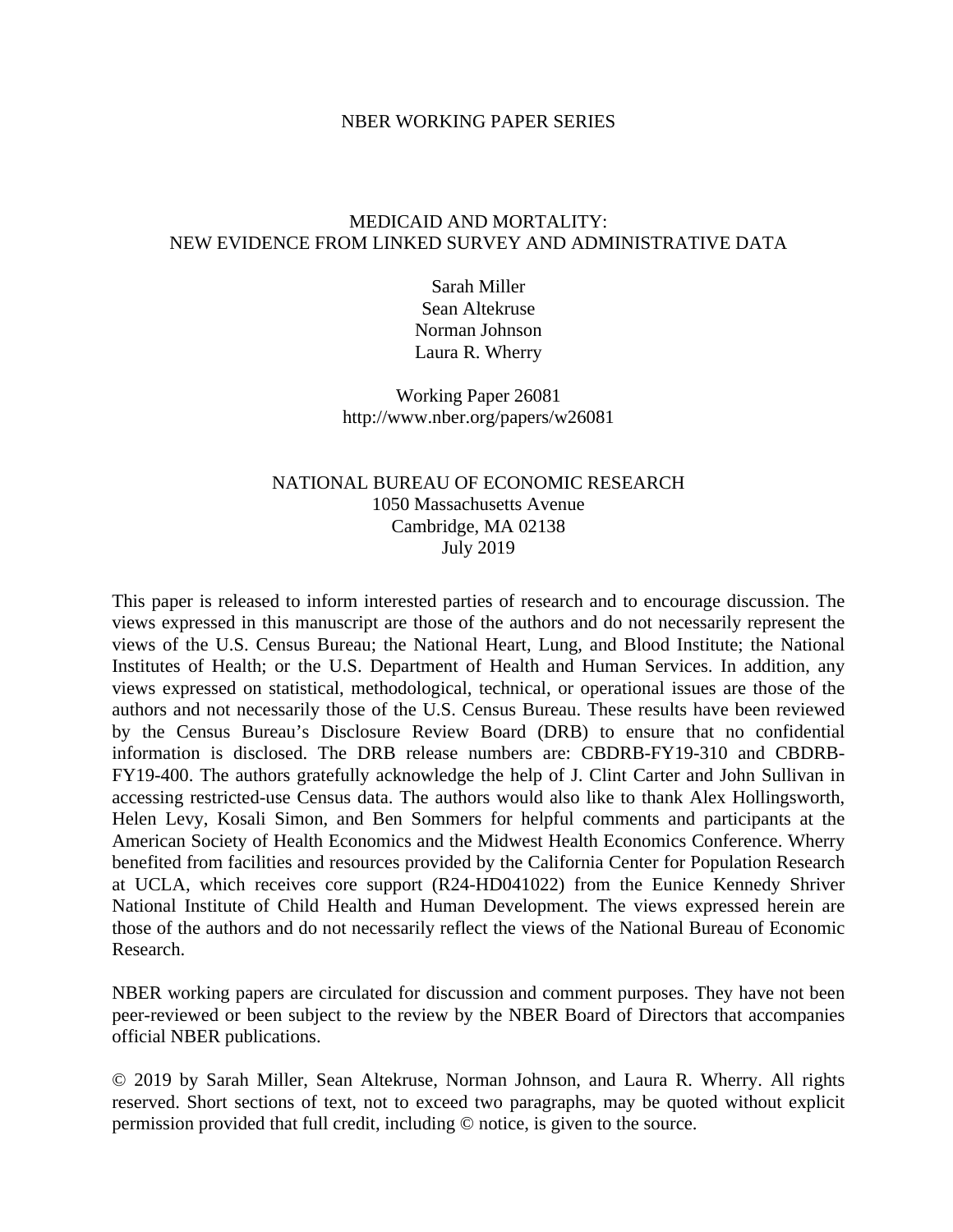NBER WORKING PAPER SERIES

# MEDICAID AND MORTALITY: NEW EVIDENCE FROM LINKED SURVEY AND ADMINISTRATIVE DATA

Sarah Miller
Sean Altekruse
Norman Johnson
Laura R. Wherry

Working Paper 26081
http://www.nber.org/papers/w26081

NATIONAL BUREAU OF ECONOMIC RESEARCH
1050 Massachusetts Avenue
Cambridge, MA 02138
July 2019

This paper is released to inform interested parties of research and to encourage discussion. The views expressed in this manuscript are those of the authors and do not necessarily represent the views of the U.S. Census Bureau; the National Heart, Lung, and Blood Institute; the National Institutes of Health; or the U.S. Department of Health and Human Services. In addition, any views expressed on statistical, methodological, technical, or operational issues are those of the authors and not necessarily those of the U.S. Census Bureau. These results have been reviewed by the Census Bureau's Disclosure Review Board (DRB) to ensure that no confidential information is disclosed. The DRB release numbers are: CBDRB-FY19-310 and CBDRB-FY19-400. The authors gratefully acknowledge the help of J. Clint Carter and John Sullivan in accessing restricted-use Census data. The authors would also like to thank Alex Hollingsworth, Helen Levy, Kosali Simon, and Ben Sommers for helpful comments and participants at the American Society of Health Economics and the Midwest Health Economics Conference. Wherry benefited from facilities and resources provided by the California Center for Population Research at UCLA, which receives core support (R24-HD041022) from the Eunice Kennedy Shriver National Institute of Child Health and Human Development. The views expressed herein are those of the authors and do not necessarily reflect the views of the National Bureau of Economic Research.

NBER working papers are circulated for discussion and comment purposes. They have not been peer-reviewed or been subject to the review by the NBER Board of Directors that accompanies official NBER publications.

© 2019 by Sarah Miller, Sean Altekruse, Norman Johnson, and Laura R. Wherry. All rights reserved. Short sections of text, not to exceed two paragraphs, may be quoted without explicit permission provided that full credit, including © notice, is given to the source.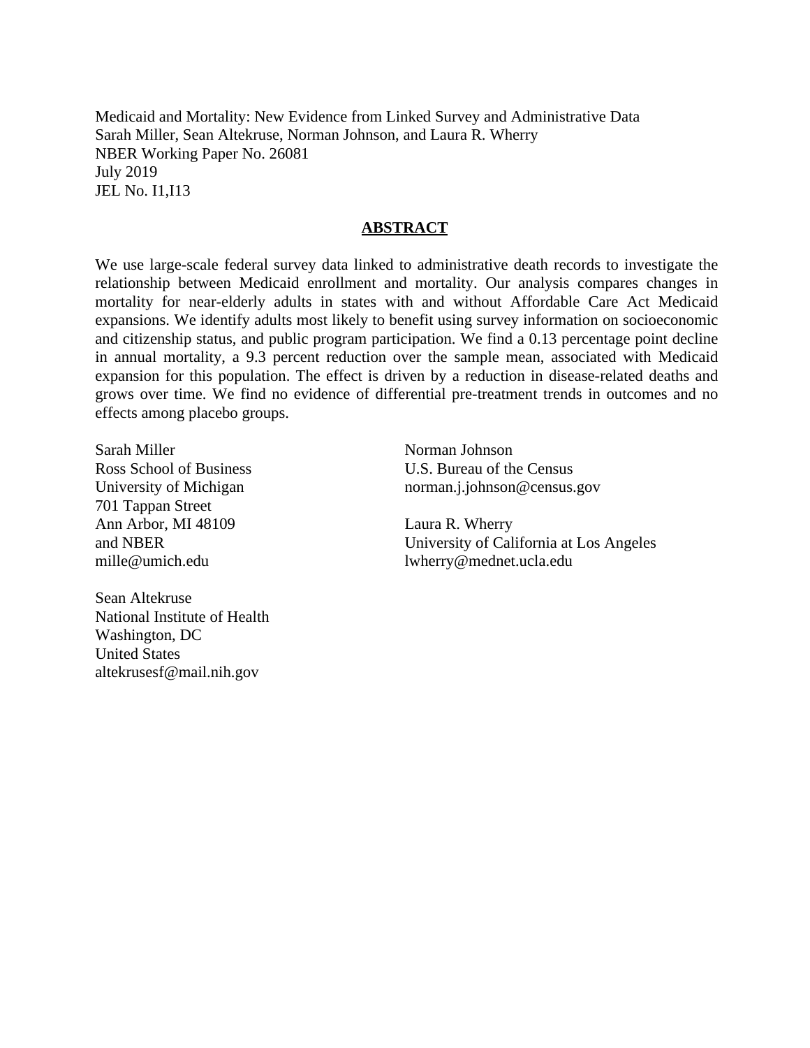Medicaid and Mortality: New Evidence from Linked Survey and Administrative Data
Sarah Miller, Sean Altekruse, Norman Johnson, and Laura R. Wherry
NBER Working Paper No. 26081
July 2019
JEL No. I1,I13

## ABSTRACT

We use large-scale federal survey data linked to administrative death records to investigate the relationship between Medicaid enrollment and mortality. Our analysis compares changes in mortality for near-elderly adults in states with and without Affordable Care Act Medicaid expansions. We identify adults most likely to benefit using survey information on socioeconomic and citizenship status, and public program participation. We find a 0.13 percentage point decline in annual mortality, a 9.3 percent reduction over the sample mean, associated with Medicaid expansion for this population. The effect is driven by a reduction in disease-related deaths and grows over time. We find no evidence of differential pre-treatment trends in outcomes and no effects among placebo groups.

Sarah Miller
Ross School of Business
University of Michigan
701 Tappan Street
Ann Arbor, MI 48109
and NBER
mille@umich.edu

Sean Altekruse
National Institute of Health
Washington, DC
United States
altekrusesf@mail.nih.gov

Norman Johnson
U.S. Bureau of the Census
norman.j.johnson@census.gov

Laura R. Wherry
University of California at Los Angeles
lwherry@mednet.ucla.edu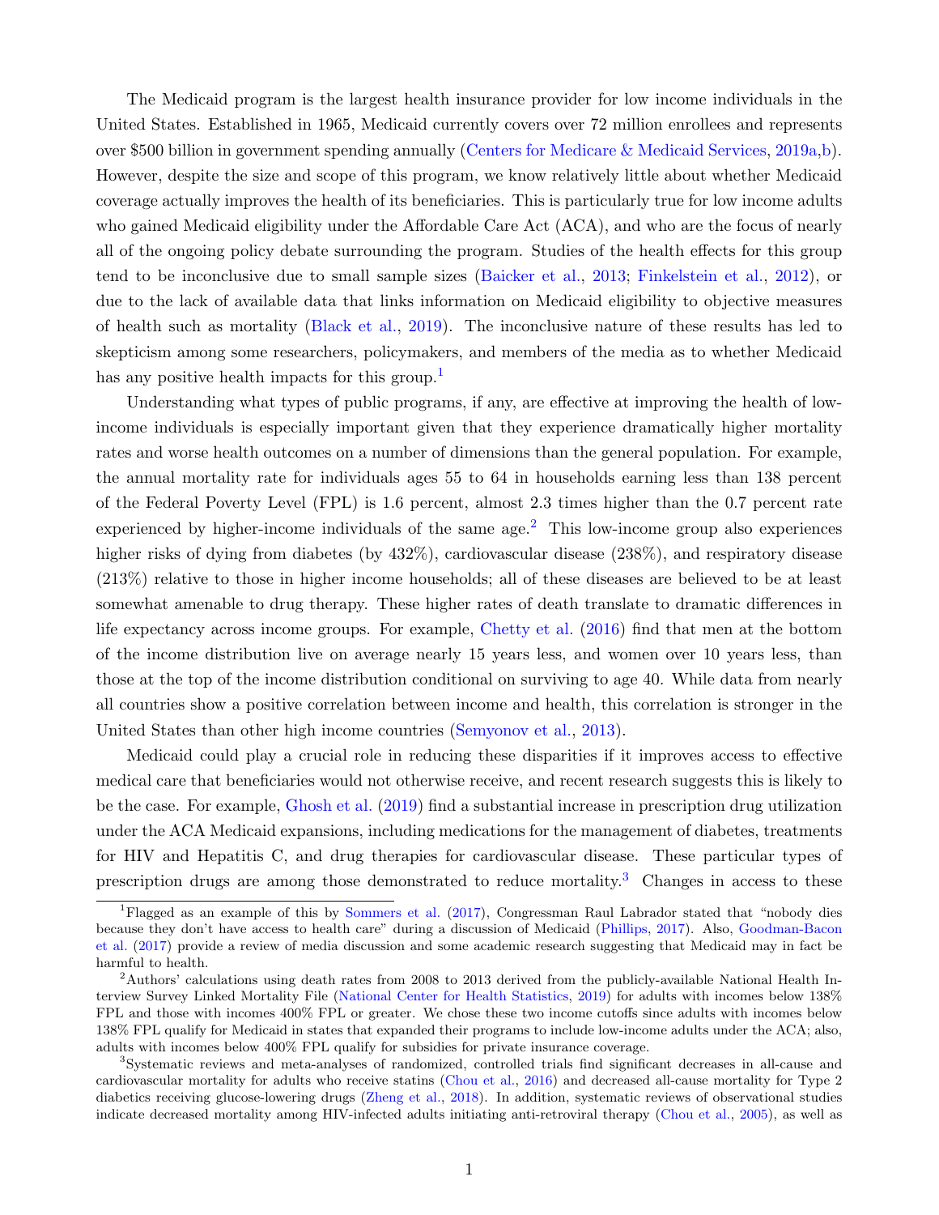The Medicaid program is the largest health insurance provider for low income individuals in the United States. Established in 1965, Medicaid currently covers over 72 million enrollees and represents over $500 billion in government spending annually (Centers for Medicare & Medicaid Services, 2019a,b). However, despite the size and scope of this program, we know relatively little about whether Medicaid coverage actually improves the health of its beneficiaries. This is particularly true for low income adults who gained Medicaid eligibility under the Affordable Care Act (ACA), and who are the focus of nearly all of the ongoing policy debate surrounding the program. Studies of the health effects for this group tend to be inconclusive due to small sample sizes (Baicker et al., 2013; Finkelstein et al., 2012), or due to the lack of available data that links information on Medicaid eligibility to objective measures of health such as mortality (Black et al., 2019). The inconclusive nature of these results has led to skepticism among some researchers, policymakers, and members of the media as to whether Medicaid has any positive health impacts for this group.[1]

Understanding what types of public programs, if any, are effective at improving the health of low-income individuals is especially important given that they experience dramatically higher mortality rates and worse health outcomes on a number of dimensions than the general population. For example, the annual mortality rate for individuals ages 55 to 64 in households earning less than 138 percent of the Federal Poverty Level (FPL) is 1.6 percent, almost 2.3 times higher than the 0.7 percent rate experienced by higher-income individuals of the same age.[2] This low-income group also experiences higher risks of dying from diabetes (by 432%), cardiovascular disease (238%), and respiratory disease (213%) relative to those in higher income households; all of these diseases are believed to be at least somewhat amenable to drug therapy. These higher rates of death translate to dramatic differences in life expectancy across income groups. For example, Chetty et al. (2016) find that men at the bottom of the income distribution live on average nearly 15 years less, and women over 10 years less, than those at the top of the income distribution conditional on surviving to age 40. While data from nearly all countries show a positive correlation between income and health, this correlation is stronger in the United States than other high income countries (Semyonov et al., 2013).

Medicaid could play a crucial role in reducing these disparities if it improves access to effective medical care that beneficiaries would not otherwise receive, and recent research suggests this is likely to be the case. For example, Ghosh et al. (2019) find a substantial increase in prescription drug utilization under the ACA Medicaid expansions, including medications for the management of diabetes, treatments for HIV and Hepatitis C, and drug therapies for cardiovascular disease. These particular types of prescription drugs are among those demonstrated to reduce mortality.[3] Changes in access to these

---

[1] Flagged as an example of this by Sommers et al. (2017), Congressman Raul Labrador stated that "nobody dies because they don't have access to health care" during a discussion of Medicaid (Phillips, 2017). Also, Goodman-Bacon et al. (2017) provide a review of media discussion and some academic research suggesting that Medicaid may in fact be harmful to health.

[2] Authors' calculations using death rates from 2008 to 2013 derived from the publicly-available National Health Interview Survey Linked Mortality File (National Center for Health Statistics, 2019) for adults with incomes below 138% FPL and those with incomes 400% FPL or greater. We chose these two income cutoffs since adults with incomes below 138% FPL qualify for Medicaid in states that expanded their programs to include low-income adults under the ACA; also, adults with incomes below 400% FPL qualify for subsidies for private insurance coverage.

[3] Systematic reviews and meta-analyses of randomized, controlled trials find significant decreases in all-cause and cardiovascular mortality for adults who receive statins (Chou et al., 2016) and decreased all-cause mortality for Type 2 diabetics receiving glucose-lowering drugs (Zheng et al., 2018). In addition, systematic reviews of observational studies indicate decreased mortality among HIV-infected adults initiating anti-retroviral therapy (Chou et al., 2005), as well as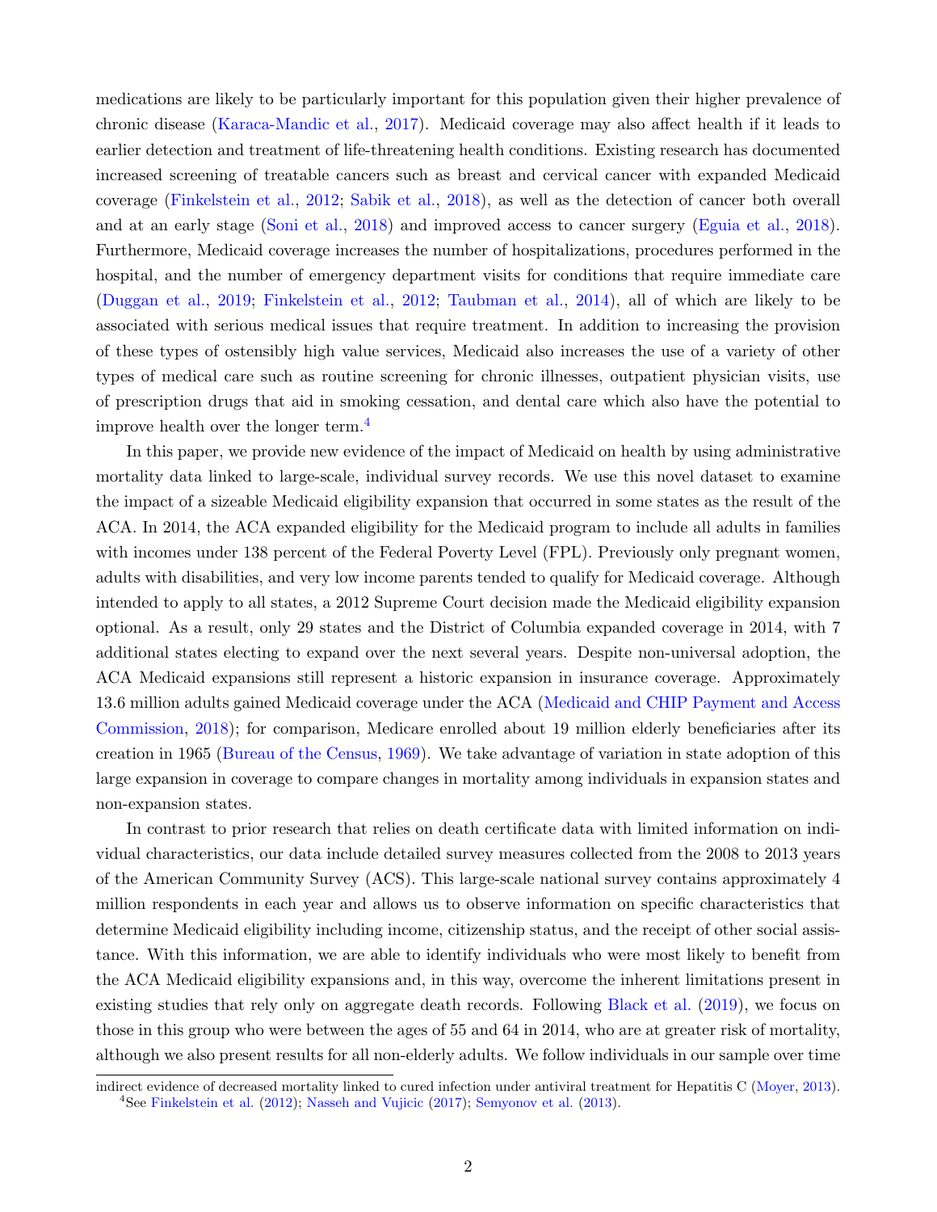medications are likely to be particularly important for this population given their higher prevalence of chronic disease (Karaca-Mandic et al., 2017). Medicaid coverage may also affect health if it leads to earlier detection and treatment of life-threatening health conditions. Existing research has documented increased screening of treatable cancers such as breast and cervical cancer with expanded Medicaid coverage (Finkelstein et al., 2012; Sabik et al., 2018), as well as the detection of cancer both overall and at an early stage (Soni et al., 2018) and improved access to cancer surgery (Eguia et al., 2018). Furthermore, Medicaid coverage increases the number of hospitalizations, procedures performed in the hospital, and the number of emergency department visits for conditions that require immediate care (Duggan et al., 2019; Finkelstein et al., 2012; Taubman et al., 2014), all of which are likely to be associated with serious medical issues that require treatment. In addition to increasing the provision of these types of ostensibly high value services, Medicaid also increases the use of a variety of other types of medical care such as routine screening for chronic illnesses, outpatient physician visits, use of prescription drugs that aid in smoking cessation, and dental care which also have the potential to improve health over the longer term.[4]

In this paper, we provide new evidence of the impact of Medicaid on health by using administrative mortality data linked to large-scale, individual survey records. We use this novel dataset to examine the impact of a sizeable Medicaid eligibility expansion that occurred in some states as the result of the ACA. In 2014, the ACA expanded eligibility for the Medicaid program to include all adults in families with incomes under 138 percent of the Federal Poverty Level (FPL). Previously only pregnant women, adults with disabilities, and very low income parents tended to qualify for Medicaid coverage. Although intended to apply to all states, a 2012 Supreme Court decision made the Medicaid eligibility expansion optional. As a result, only 29 states and the District of Columbia expanded coverage in 2014, with 7 additional states electing to expand over the next several years. Despite non-universal adoption, the ACA Medicaid expansions still represent a historic expansion in insurance coverage. Approximately 13.6 million adults gained Medicaid coverage under the ACA (Medicaid and CHIP Payment and Access Commission, 2018); for comparison, Medicare enrolled about 19 million elderly beneficiaries after its creation in 1965 (Bureau of the Census, 1969). We take advantage of variation in state adoption of this large expansion in coverage to compare changes in mortality among individuals in expansion states and non-expansion states.

In contrast to prior research that relies on death certificate data with limited information on individual characteristics, our data include detailed survey measures collected from the 2008 to 2013 years of the American Community Survey (ACS). This large-scale national survey contains approximately 4 million respondents in each year and allows us to observe information on specific characteristics that determine Medicaid eligibility including income, citizenship status, and the receipt of other social assistance. With this information, we are able to identify individuals who were most likely to benefit from the ACA Medicaid eligibility expansions and, in this way, overcome the inherent limitations present in existing studies that rely only on aggregate death records. Following Black et al. (2019), we focus on those in this group who were between the ages of 55 and 64 in 2014, who are at greater risk of mortality, although we also present results for all non-elderly adults. We follow individuals in our sample over time

indirect evidence of decreased mortality linked to cured infection under antiviral treatment for Hepatitis C (Moyer, 2013).

[4] See Finkelstein et al. (2012); Nasseh and Vujicic (2017); Semyonov et al. (2013).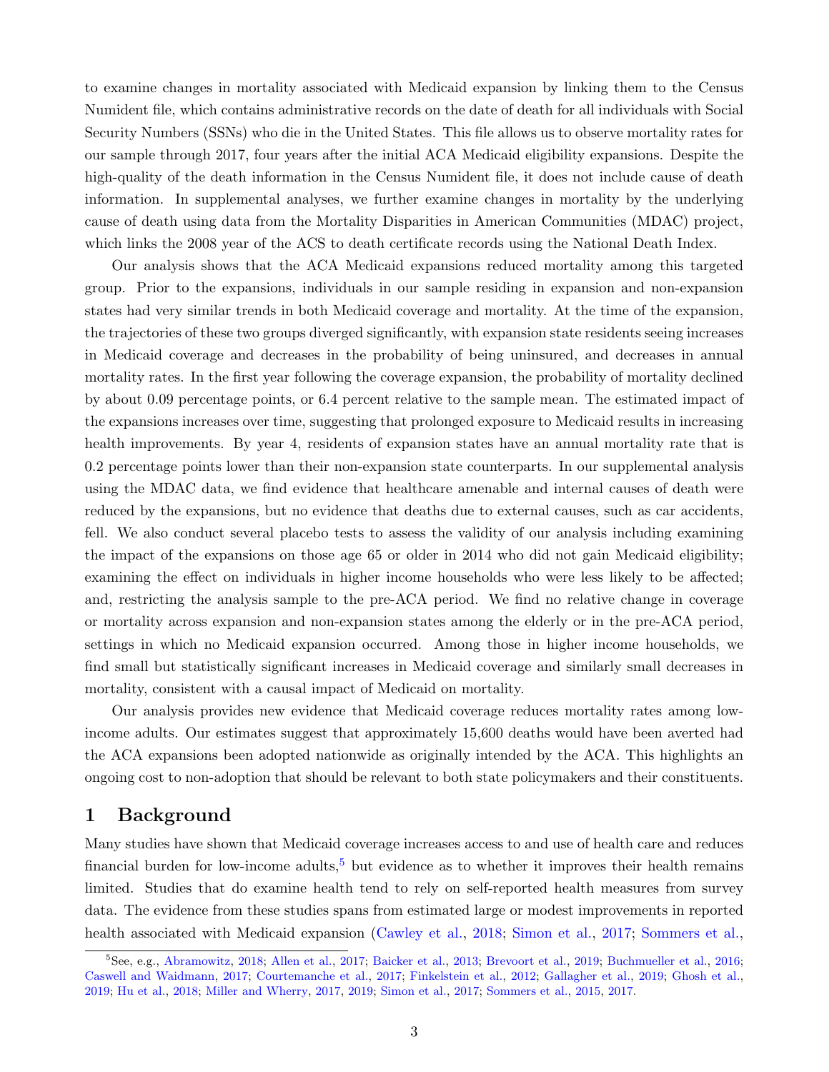to examine changes in mortality associated with Medicaid expansion by linking them to the Census Numident file, which contains administrative records on the date of death for all individuals with Social Security Numbers (SSNs) who die in the United States. This file allows us to observe mortality rates for our sample through 2017, four years after the initial ACA Medicaid eligibility expansions. Despite the high-quality of the death information in the Census Numident file, it does not include cause of death information. In supplemental analyses, we further examine changes in mortality by the underlying cause of death using data from the Mortality Disparities in American Communities (MDAC) project, which links the 2008 year of the ACS to death certificate records using the National Death Index.

Our analysis shows that the ACA Medicaid expansions reduced mortality among this targeted group. Prior to the expansions, individuals in our sample residing in expansion and non-expansion states had very similar trends in both Medicaid coverage and mortality. At the time of the expansion, the trajectories of these two groups diverged significantly, with expansion state residents seeing increases in Medicaid coverage and decreases in the probability of being uninsured, and decreases in annual mortality rates. In the first year following the coverage expansion, the probability of mortality declined by about 0.09 percentage points, or 6.4 percent relative to the sample mean. The estimated impact of the expansions increases over time, suggesting that prolonged exposure to Medicaid results in increasing health improvements. By year 4, residents of expansion states have an annual mortality rate that is 0.2 percentage points lower than their non-expansion state counterparts. In our supplemental analysis using the MDAC data, we find evidence that healthcare amenable and internal causes of death were reduced by the expansions, but no evidence that deaths due to external causes, such as car accidents, fell. We also conduct several placebo tests to assess the validity of our analysis including examining the impact of the expansions on those age 65 or older in 2014 who did not gain Medicaid eligibility; examining the effect on individuals in higher income households who were less likely to be affected; and, restricting the analysis sample to the pre-ACA period. We find no relative change in coverage or mortality across expansion and non-expansion states among the elderly or in the pre-ACA period, settings in which no Medicaid expansion occurred. Among those in higher income households, we find small but statistically significant increases in Medicaid coverage and similarly small decreases in mortality, consistent with a causal impact of Medicaid on mortality.

Our analysis provides new evidence that Medicaid coverage reduces mortality rates among low-income adults. Our estimates suggest that approximately 15,600 deaths would have been averted had the ACA expansions been adopted nationwide as originally intended by the ACA. This highlights an ongoing cost to non-adoption that should be relevant to both state policymakers and their constituents.

# 1 Background

Many studies have shown that Medicaid coverage increases access to and use of health care and reduces financial burden for low-income adults,[5] but evidence as to whether it improves their health remains limited. Studies that do examine health tend to rely on self-reported health measures from survey data. The evidence from these studies spans from estimated large or modest improvements in reported health associated with Medicaid expansion (Cawley et al., 2018; Simon et al., 2017; Sommers et al.,

[5] See, e.g., Abramowitz, 2018; Allen et al., 2017; Baicker et al., 2013; Brevoort et al., 2019; Buchmueller et al., 2016; Caswell and Waidmann, 2017; Courtemanche et al., 2017; Finkelstein et al., 2012; Gallagher et al., 2019; Ghosh et al., 2019; Hu et al., 2018; Miller and Wherry, 2017, 2019; Simon et al., 2017; Sommers et al., 2015, 2017.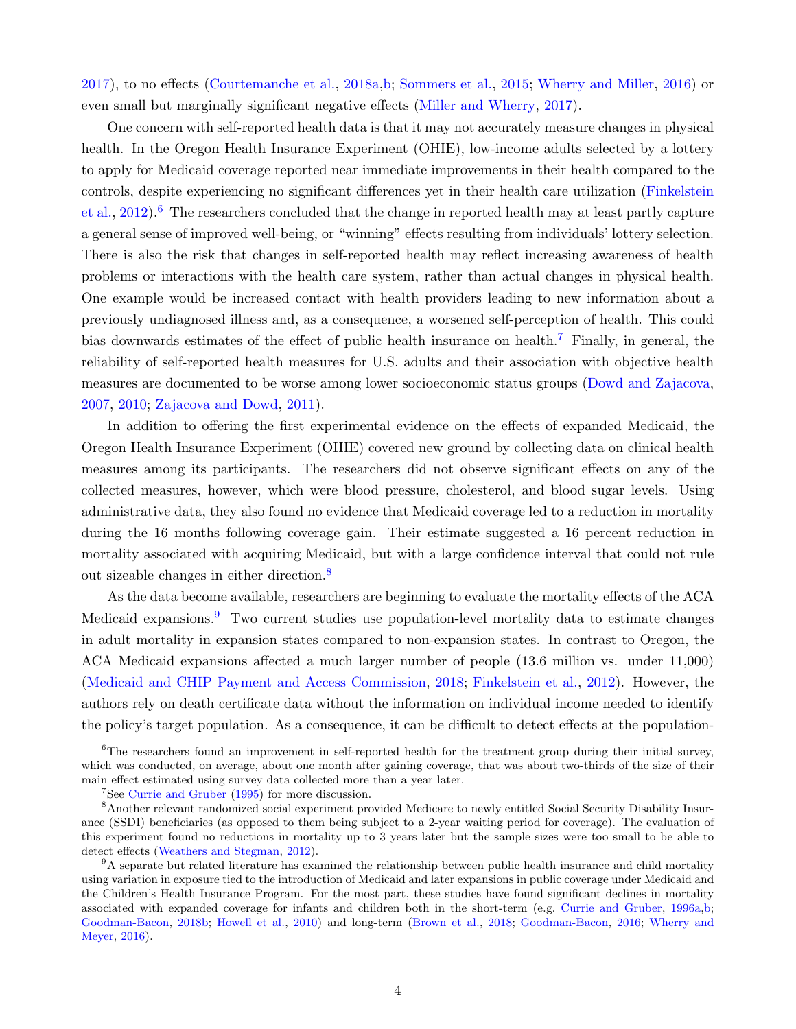2017), to no effects (Courtemanche et al., 2018a,b; Sommers et al., 2015; Wherry and Miller, 2016) or even small but marginally significant negative effects (Miller and Wherry, 2017).

One concern with self-reported health data is that it may not accurately measure changes in physical health. In the Oregon Health Insurance Experiment (OHIE), low-income adults selected by a lottery to apply for Medicaid coverage reported near immediate improvements in their health compared to the controls, despite experiencing no significant differences yet in their health care utilization (Finkelstein et al., 2012).[6] The researchers concluded that the change in reported health may at least partly capture a general sense of improved well-being, or "winning" effects resulting from individuals' lottery selection. There is also the risk that changes in self-reported health may reflect increasing awareness of health problems or interactions with the health care system, rather than actual changes in physical health. One example would be increased contact with health providers leading to new information about a previously undiagnosed illness and, as a consequence, a worsened self-perception of health. This could bias downwards estimates of the effect of public health insurance on health.[7] Finally, in general, the reliability of self-reported health measures for U.S. adults and their association with objective health measures are documented to be worse among lower socioeconomic status groups (Dowd and Zajacova, 2007, 2010; Zajacova and Dowd, 2011).

In addition to offering the first experimental evidence on the effects of expanded Medicaid, the Oregon Health Insurance Experiment (OHIE) covered new ground by collecting data on clinical health measures among its participants. The researchers did not observe significant effects on any of the collected measures, however, which were blood pressure, cholesterol, and blood sugar levels. Using administrative data, they also found no evidence that Medicaid coverage led to a reduction in mortality during the 16 months following coverage gain. Their estimate suggested a 16 percent reduction in mortality associated with acquiring Medicaid, but with a large confidence interval that could not rule out sizeable changes in either direction.[8]

As the data become available, researchers are beginning to evaluate the mortality effects of the ACA Medicaid expansions.[9] Two current studies use population-level mortality data to estimate changes in adult mortality in expansion states compared to non-expansion states. In contrast to Oregon, the ACA Medicaid expansions affected a much larger number of people (13.6 million vs. under 11,000) (Medicaid and CHIP Payment and Access Commission, 2018; Finkelstein et al., 2012). However, the authors rely on death certificate data without the information on individual income needed to identify the policy's target population. As a consequence, it can be difficult to detect effects at the population-

[6] The researchers found an improvement in self-reported health for the treatment group during their initial survey, which was conducted, on average, about one month after gaining coverage, that was about two-thirds of the size of their main effect estimated using survey data collected more than a year later.

[7] See Currie and Gruber (1995) for more discussion.

[8] Another relevant randomized social experiment provided Medicare to newly entitled Social Security Disability Insurance (SSDI) beneficiaries (as opposed to them being subject to a 2-year waiting period for coverage). The evaluation of this experiment found no reductions in mortality up to 3 years later but the sample sizes were too small to be able to detect effects (Weathers and Stegman, 2012).

[9] A separate but related literature has examined the relationship between public health insurance and child mortality using variation in exposure tied to the introduction of Medicaid and later expansions in public coverage under Medicaid and the Children's Health Insurance Program. For the most part, these studies have found significant declines in mortality associated with expanded coverage for infants and children both in the short-term (e.g. Currie and Gruber, 1996a,b; Goodman-Bacon, 2018b; Howell et al., 2010) and long-term (Brown et al., 2018; Goodman-Bacon, 2016; Wherry and Meyer, 2016).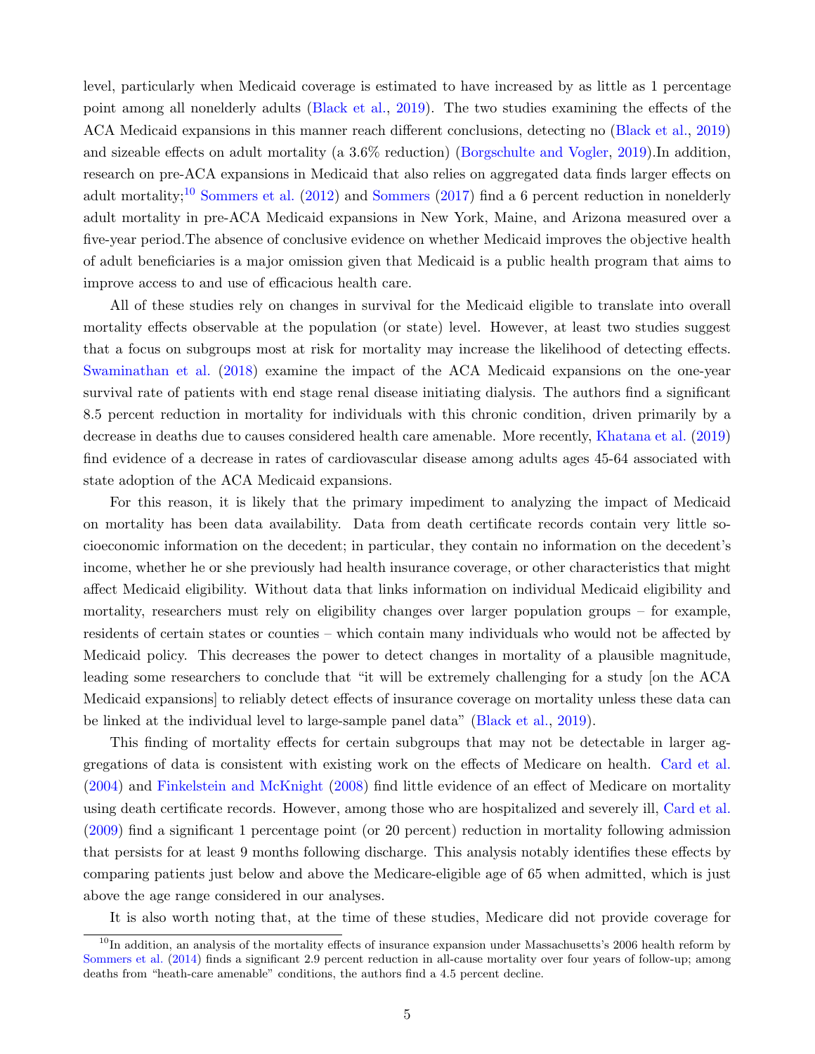level, particularly when Medicaid coverage is estimated to have increased by as little as 1 percentage point among all nonelderly adults (Black et al., 2019). The two studies examining the effects of the ACA Medicaid expansions in this manner reach different conclusions, detecting no (Black et al., 2019) and sizeable effects on adult mortality (a 3.6% reduction) (Borgschulte and Vogler, 2019).In addition, research on pre-ACA expansions in Medicaid that also relies on aggregated data finds larger effects on adult mortality;[10] Sommers et al. (2012) and Sommers (2017) find a 6 percent reduction in nonelderly adult mortality in pre-ACA Medicaid expansions in New York, Maine, and Arizona measured over a five-year period.The absence of conclusive evidence on whether Medicaid improves the objective health of adult beneficiaries is a major omission given that Medicaid is a public health program that aims to improve access to and use of efficacious health care.

All of these studies rely on changes in survival for the Medicaid eligible to translate into overall mortality effects observable at the population (or state) level. However, at least two studies suggest that a focus on subgroups most at risk for mortality may increase the likelihood of detecting effects. Swaminathan et al. (2018) examine the impact of the ACA Medicaid expansions on the one-year survival rate of patients with end stage renal disease initiating dialysis. The authors find a significant 8.5 percent reduction in mortality for individuals with this chronic condition, driven primarily by a decrease in deaths due to causes considered health care amenable. More recently, Khatana et al. (2019) find evidence of a decrease in rates of cardiovascular disease among adults ages 45-64 associated with state adoption of the ACA Medicaid expansions.

For this reason, it is likely that the primary impediment to analyzing the impact of Medicaid on mortality has been data availability. Data from death certificate records contain very little socioeconomic information on the decedent; in particular, they contain no information on the decedent's income, whether he or she previously had health insurance coverage, or other characteristics that might affect Medicaid eligibility. Without data that links information on individual Medicaid eligibility and mortality, researchers must rely on eligibility changes over larger population groups – for example, residents of certain states or counties – which contain many individuals who would not be affected by Medicaid policy. This decreases the power to detect changes in mortality of a plausible magnitude, leading some researchers to conclude that "it will be extremely challenging for a study [on the ACA Medicaid expansions] to reliably detect effects of insurance coverage on mortality unless these data can be linked at the individual level to large-sample panel data" (Black et al., 2019).

This finding of mortality effects for certain subgroups that may not be detectable in larger aggregations of data is consistent with existing work on the effects of Medicare on health. Card et al. (2004) and Finkelstein and McKnight (2008) find little evidence of an effect of Medicare on mortality using death certificate records. However, among those who are hospitalized and severely ill, Card et al. (2009) find a significant 1 percentage point (or 20 percent) reduction in mortality following admission that persists for at least 9 months following discharge. This analysis notably identifies these effects by comparing patients just below and above the Medicare-eligible age of 65 when admitted, which is just above the age range considered in our analyses.

It is also worth noting that, at the time of these studies, Medicare did not provide coverage for

[10] In addition, an analysis of the mortality effects of insurance expansion under Massachusetts's 2006 health reform by Sommers et al. (2014) finds a significant 2.9 percent reduction in all-cause mortality over four years of follow-up; among deaths from "heath-care amenable" conditions, the authors find a 4.5 percent decline.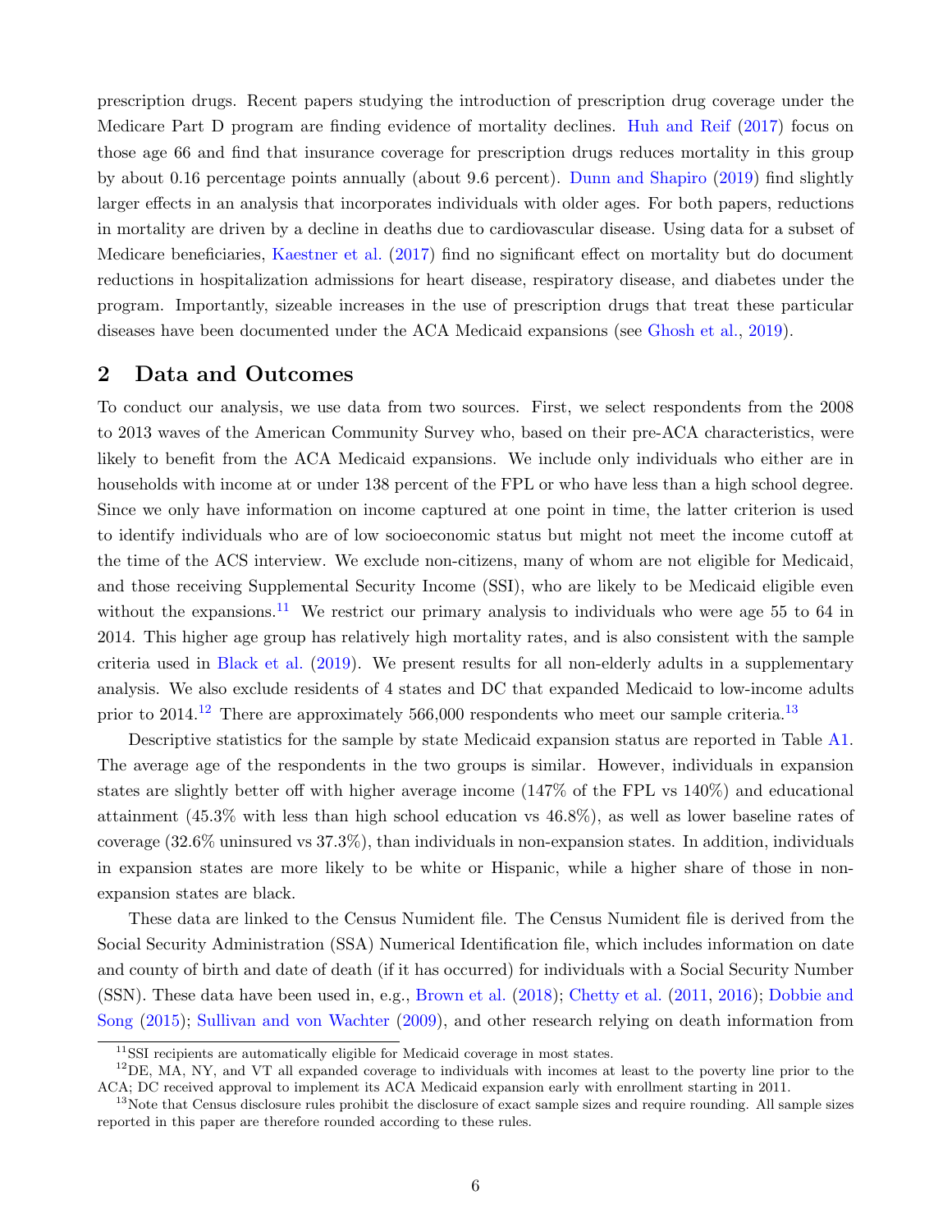prescription drugs. Recent papers studying the introduction of prescription drug coverage under the Medicare Part D program are finding evidence of mortality declines. Huh and Reif (2017) focus on those age 66 and find that insurance coverage for prescription drugs reduces mortality in this group by about 0.16 percentage points annually (about 9.6 percent). Dunn and Shapiro (2019) find slightly larger effects in an analysis that incorporates individuals with older ages. For both papers, reductions in mortality are driven by a decline in deaths due to cardiovascular disease. Using data for a subset of Medicare beneficiaries, Kaestner et al. (2017) find no significant effect on mortality but do document reductions in hospitalization admissions for heart disease, respiratory disease, and diabetes under the program. Importantly, sizeable increases in the use of prescription drugs that treat these particular diseases have been documented under the ACA Medicaid expansions (see Ghosh et al., 2019).

## 2 Data and Outcomes

To conduct our analysis, we use data from two sources. First, we select respondents from the 2008 to 2013 waves of the American Community Survey who, based on their pre-ACA characteristics, were likely to benefit from the ACA Medicaid expansions. We include only individuals who either are in households with income at or under 138 percent of the FPL or who have less than a high school degree. Since we only have information on income captured at one point in time, the latter criterion is used to identify individuals who are of low socioeconomic status but might not meet the income cutoff at the time of the ACS interview. We exclude non-citizens, many of whom are not eligible for Medicaid, and those receiving Supplemental Security Income (SSI), who are likely to be Medicaid eligible even without the expansions.[11] We restrict our primary analysis to individuals who were age 55 to 64 in 2014. This higher age group has relatively high mortality rates, and is also consistent with the sample criteria used in Black et al. (2019). We present results for all non-elderly adults in a supplementary analysis. We also exclude residents of 4 states and DC that expanded Medicaid to low-income adults prior to 2014.[12] There are approximately 566,000 respondents who meet our sample criteria.[13]

Descriptive statistics for the sample by state Medicaid expansion status are reported in Table A1. The average age of the respondents in the two groups is similar. However, individuals in expansion states are slightly better off with higher average income (147% of the FPL vs 140%) and educational attainment (45.3% with less than high school education vs 46.8%), as well as lower baseline rates of coverage (32.6% uninsured vs 37.3%), than individuals in non-expansion states. In addition, individuals in expansion states are more likely to be white or Hispanic, while a higher share of those in non-expansion states are black.

These data are linked to the Census Numident file. The Census Numident file is derived from the Social Security Administration (SSA) Numerical Identification file, which includes information on date and county of birth and date of death (if it has occurred) for individuals with a Social Security Number (SSN). These data have been used in, e.g., Brown et al. (2018); Chetty et al. (2011, 2016); Dobbie and Song (2015); Sullivan and von Wachter (2009), and other research relying on death information from

[11] SSI recipients are automatically eligible for Medicaid coverage in most states.

[12] DE, MA, NY, and VT all expanded coverage to individuals with incomes at least to the poverty line prior to the ACA; DC received approval to implement its ACA Medicaid expansion early with enrollment starting in 2011.

[13] Note that Census disclosure rules prohibit the disclosure of exact sample sizes and require rounding. All sample sizes reported in this paper are therefore rounded according to these rules.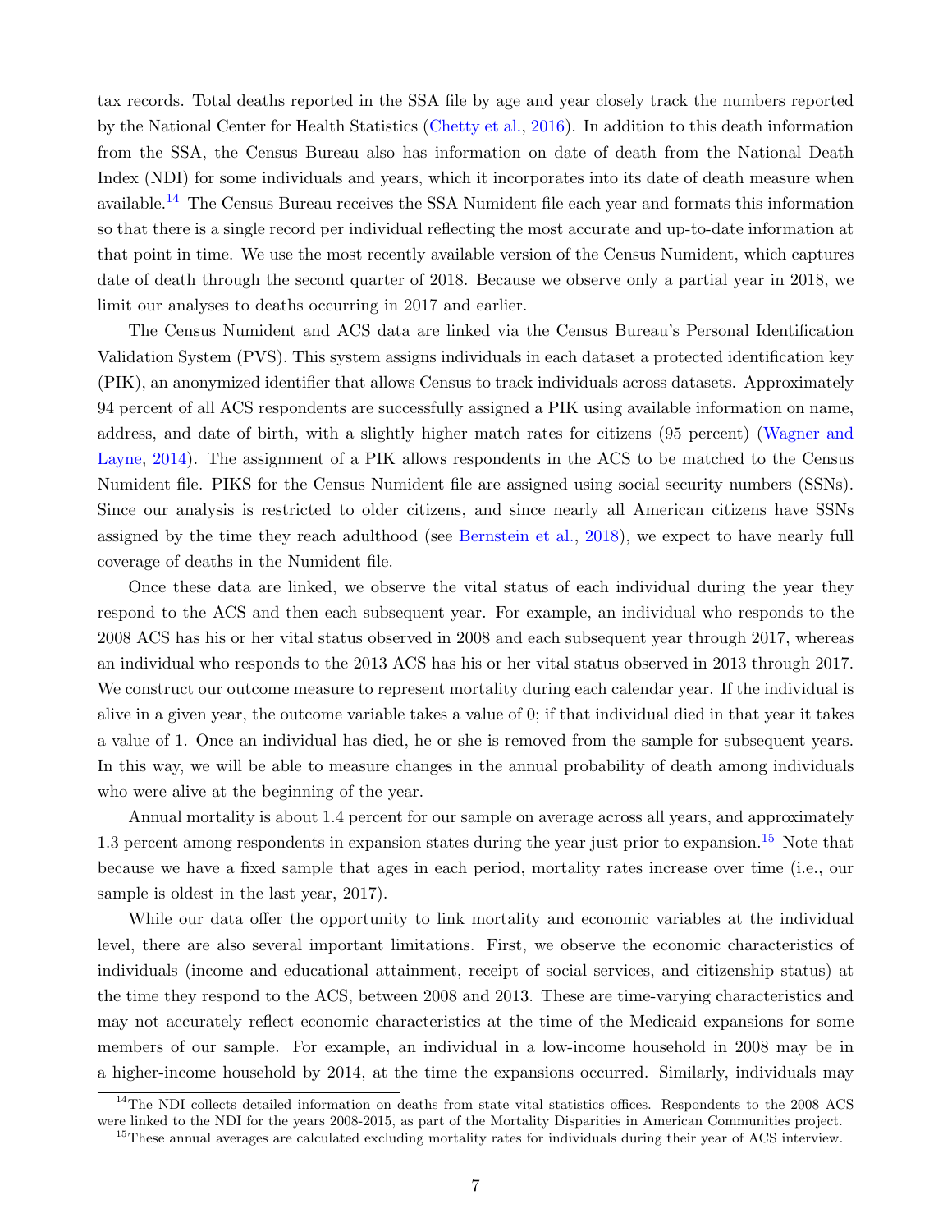tax records. Total deaths reported in the SSA file by age and year closely track the numbers reported by the National Center for Health Statistics (Chetty et al., 2016). In addition to this death information from the SSA, the Census Bureau also has information on date of death from the National Death Index (NDI) for some individuals and years, which it incorporates into its date of death measure when available.[14] The Census Bureau receives the SSA Numident file each year and formats this information so that there is a single record per individual reflecting the most accurate and up-to-date information at that point in time. We use the most recently available version of the Census Numident, which captures date of death through the second quarter of 2018. Because we observe only a partial year in 2018, we limit our analyses to deaths occurring in 2017 and earlier.

The Census Numident and ACS data are linked via the Census Bureau's Personal Identification Validation System (PVS). This system assigns individuals in each dataset a protected identification key (PIK), an anonymized identifier that allows Census to track individuals across datasets. Approximately 94 percent of all ACS respondents are successfully assigned a PIK using available information on name, address, and date of birth, with a slightly higher match rates for citizens (95 percent) (Wagner and Layne, 2014). The assignment of a PIK allows respondents in the ACS to be matched to the Census Numident file. PIKS for the Census Numident file are assigned using social security numbers (SSNs). Since our analysis is restricted to older citizens, and since nearly all American citizens have SSNs assigned by the time they reach adulthood (see Bernstein et al., 2018), we expect to have nearly full coverage of deaths in the Numident file.

Once these data are linked, we observe the vital status of each individual during the year they respond to the ACS and then each subsequent year. For example, an individual who responds to the 2008 ACS has his or her vital status observed in 2008 and each subsequent year through 2017, whereas an individual who responds to the 2013 ACS has his or her vital status observed in 2013 through 2017. We construct our outcome measure to represent mortality during each calendar year. If the individual is alive in a given year, the outcome variable takes a value of 0; if that individual died in that year it takes a value of 1. Once an individual has died, he or she is removed from the sample for subsequent years. In this way, we will be able to measure changes in the annual probability of death among individuals who were alive at the beginning of the year.

Annual mortality is about 1.4 percent for our sample on average across all years, and approximately 1.3 percent among respondents in expansion states during the year just prior to expansion.[15] Note that because we have a fixed sample that ages in each period, mortality rates increase over time (i.e., our sample is oldest in the last year, 2017).

While our data offer the opportunity to link mortality and economic variables at the individual level, there are also several important limitations. First, we observe the economic characteristics of individuals (income and educational attainment, receipt of social services, and citizenship status) at the time they respond to the ACS, between 2008 and 2013. These are time-varying characteristics and may not accurately reflect economic characteristics at the time of the Medicaid expansions for some members of our sample. For example, an individual in a low-income household in 2008 may be in a higher-income household by 2014, at the time the expansions occurred. Similarly, individuals may

[14] The NDI collects detailed information on deaths from state vital statistics offices. Respondents to the 2008 ACS were linked to the NDI for the years 2008-2015, as part of the Mortality Disparities in American Communities project.

[15] These annual averages are calculated excluding mortality rates for individuals during their year of ACS interview.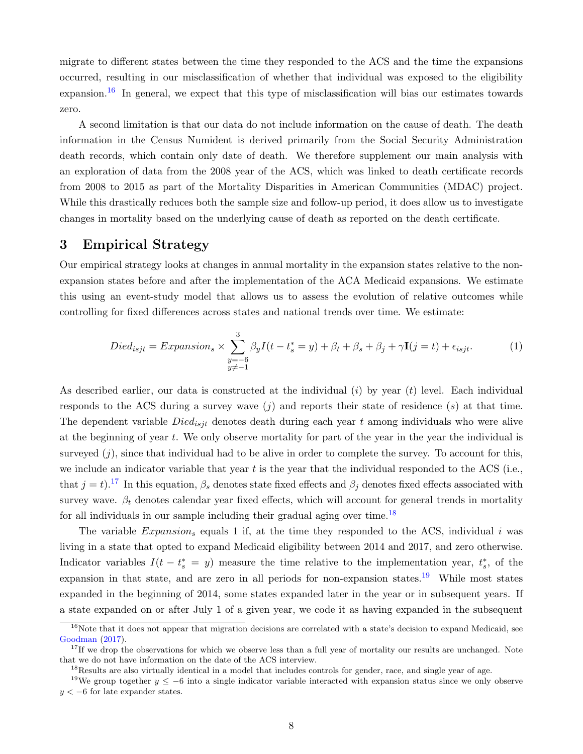migrate to different states between the time they responded to the ACS and the time the expansions occurred, resulting in our misclassification of whether that individual was exposed to the eligibility expansion.[16] In general, we expect that this type of misclassification will bias our estimates towards zero.

A second limitation is that our data do not include information on the cause of death. The death information in the Census Numident is derived primarily from the Social Security Administration death records, which contain only date of death. We therefore supplement our main analysis with an exploration of data from the 2008 year of the ACS, which was linked to death certificate records from 2008 to 2015 as part of the Mortality Disparities in American Communities (MDAC) project. While this drastically reduces both the sample size and follow-up period, it does allow us to investigate changes in mortality based on the underlying cause of death as reported on the death certificate.

# 3 Empirical Strategy

Our empirical strategy looks at changes in annual mortality in the expansion states relative to the non-expansion states before and after the implementation of the ACA Medicaid expansions. We estimate this using an event-study model that allows us to assess the evolution of relative outcomes while controlling for fixed differences across states and national trends over time. We estimate:

$$Died_{isjt} = Expansion_s \times \sum_{\substack{y=-6 \\ y \neq -1}}^{3} \beta_y I(t - t_s^* = y) + \beta_t + \beta_s + \beta_j + \gamma \mathbf{I}(j = t) + \epsilon_{isjt}. \tag{1}$$

As described earlier, our data is constructed at the individual ($i$) by year ($t$) level. Each individual responds to the ACS during a survey wave ($j$) and reports their state of residence ($s$) at that time. The dependent variable $Died_{isjt}$ denotes death during each year $t$ among individuals who were alive at the beginning of year $t$. We only observe mortality for part of the year in the year the individual is surveyed ($j$), since that individual had to be alive in order to complete the survey. To account for this, we include an indicator variable that year $t$ is the year that the individual responded to the ACS (i.e., that $j = t$).[17] In this equation, $\beta_s$ denotes state fixed effects and $\beta_j$ denotes fixed effects associated with survey wave. $\beta_t$ denotes calendar year fixed effects, which will account for general trends in mortality for all individuals in our sample including their gradual aging over time.[18]

The variable $Expansion_s$ equals 1 if, at the time they responded to the ACS, individual $i$ was living in a state that opted to expand Medicaid eligibility between 2014 and 2017, and zero otherwise. Indicator variables $I(t - t_s^* = y)$ measure the time relative to the implementation year, $t_s^*$, of the expansion in that state, and are zero in all periods for non-expansion states.[19] While most states expanded in the beginning of 2014, some states expanded later in the year or in subsequent years. If a state expanded on or after July 1 of a given year, we code it as having expanded in the subsequent

[16] Note that it does not appear that migration decisions are correlated with a state's decision to expand Medicaid, see Goodman (2017).

[17] If we drop the observations for which we observe less than a full year of mortality our results are unchanged. Note that we do not have information on the date of the ACS interview.

[18] Results are also virtually identical in a model that includes controls for gender, race, and single year of age.

[19] We group together $y \leq -6$ into a single indicator variable interacted with expansion status since we only observe $y < -6$ for late expander states.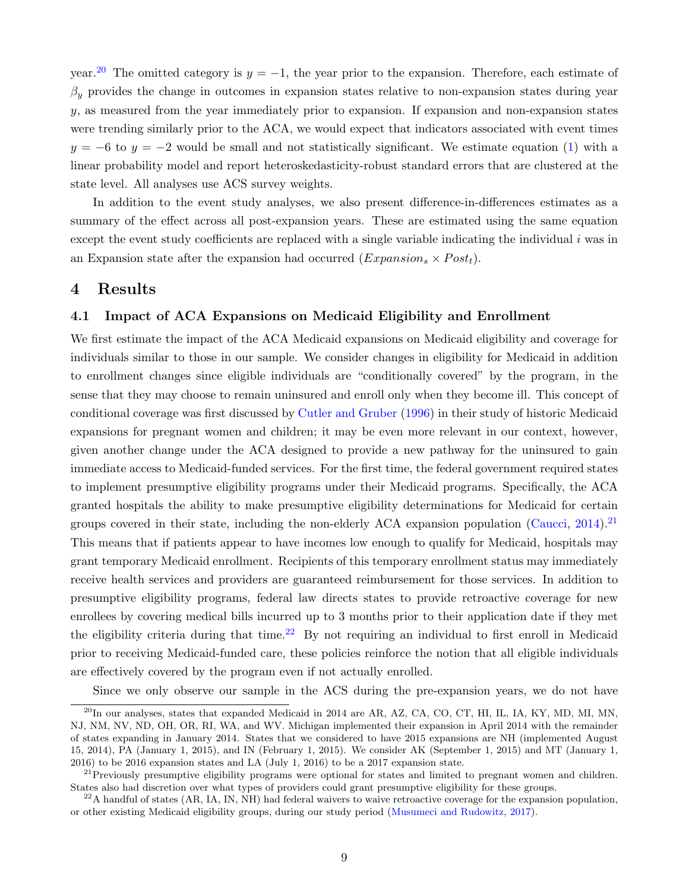year.[20] The omitted category is $y = -1$, the year prior to the expansion. Therefore, each estimate of $\beta_y$ provides the change in outcomes in expansion states relative to non-expansion states during year $y$, as measured from the year immediately prior to expansion. If expansion and non-expansion states were trending similarly prior to the ACA, we would expect that indicators associated with event times $y = -6$ to $y = -2$ would be small and not statistically significant. We estimate equation (1) with a linear probability model and report heteroskedasticity-robust standard errors that are clustered at the state level. All analyses use ACS survey weights.

In addition to the event study analyses, we also present difference-in-differences estimates as a summary of the effect across all post-expansion years. These are estimated using the same equation except the event study coefficients are replaced with a single variable indicating the individual $i$ was in an Expansion state after the expansion had occurred ($Expansion_s \times Post_t$).

## 4 Results

### 4.1 Impact of ACA Expansions on Medicaid Eligibility and Enrollment

We first estimate the impact of the ACA Medicaid expansions on Medicaid eligibility and coverage for individuals similar to those in our sample. We consider changes in eligibility for Medicaid in addition to enrollment changes since eligible individuals are "conditionally covered" by the program, in the sense that they may choose to remain uninsured and enroll only when they become ill. This concept of conditional coverage was first discussed by Cutler and Gruber (1996) in their study of historic Medicaid expansions for pregnant women and children; it may be even more relevant in our context, however, given another change under the ACA designed to provide a new pathway for the uninsured to gain immediate access to Medicaid-funded services. For the first time, the federal government required states to implement presumptive eligibility programs under their Medicaid programs. Specifically, the ACA granted hospitals the ability to make presumptive eligibility determinations for Medicaid for certain groups covered in their state, including the non-elderly ACA expansion population (Caucci, 2014).[21] This means that if patients appear to have incomes low enough to qualify for Medicaid, hospitals may grant temporary Medicaid enrollment. Recipients of this temporary enrollment status may immediately receive health services and providers are guaranteed reimbursement for those services. In addition to presumptive eligibility programs, federal law directs states to provide retroactive coverage for new enrollees by covering medical bills incurred up to 3 months prior to their application date if they met the eligibility criteria during that time.[22] By not requiring an individual to first enroll in Medicaid prior to receiving Medicaid-funded care, these policies reinforce the notion that all eligible individuals are effectively covered by the program even if not actually enrolled.

Since we only observe our sample in the ACS during the pre-expansion years, we do not have

[20] In our analyses, states that expanded Medicaid in 2014 are AR, AZ, CA, CO, CT, HI, IL, IA, KY, MD, MI, MN, NJ, NM, NV, ND, OH, OR, RI, WA, and WV. Michigan implemented their expansion in April 2014 with the remainder of states expanding in January 2014. States that we considered to have 2015 expansions are NH (implemented August 15, 2014), PA (January 1, 2015), and IN (February 1, 2015). We consider AK (September 1, 2015) and MT (January 1, 2016) to be 2016 expansion states and LA (July 1, 2016) to be a 2017 expansion state.

[21] Previously presumptive eligibility programs were optional for states and limited to pregnant women and children. States also had discretion over what types of providers could grant presumptive eligibility for these groups.

[22] A handful of states (AR, IA, IN, NH) had federal waivers to waive retroactive coverage for the expansion population, or other existing Medicaid eligibility groups, during our study period (Musumeci and Rudowitz, 2017).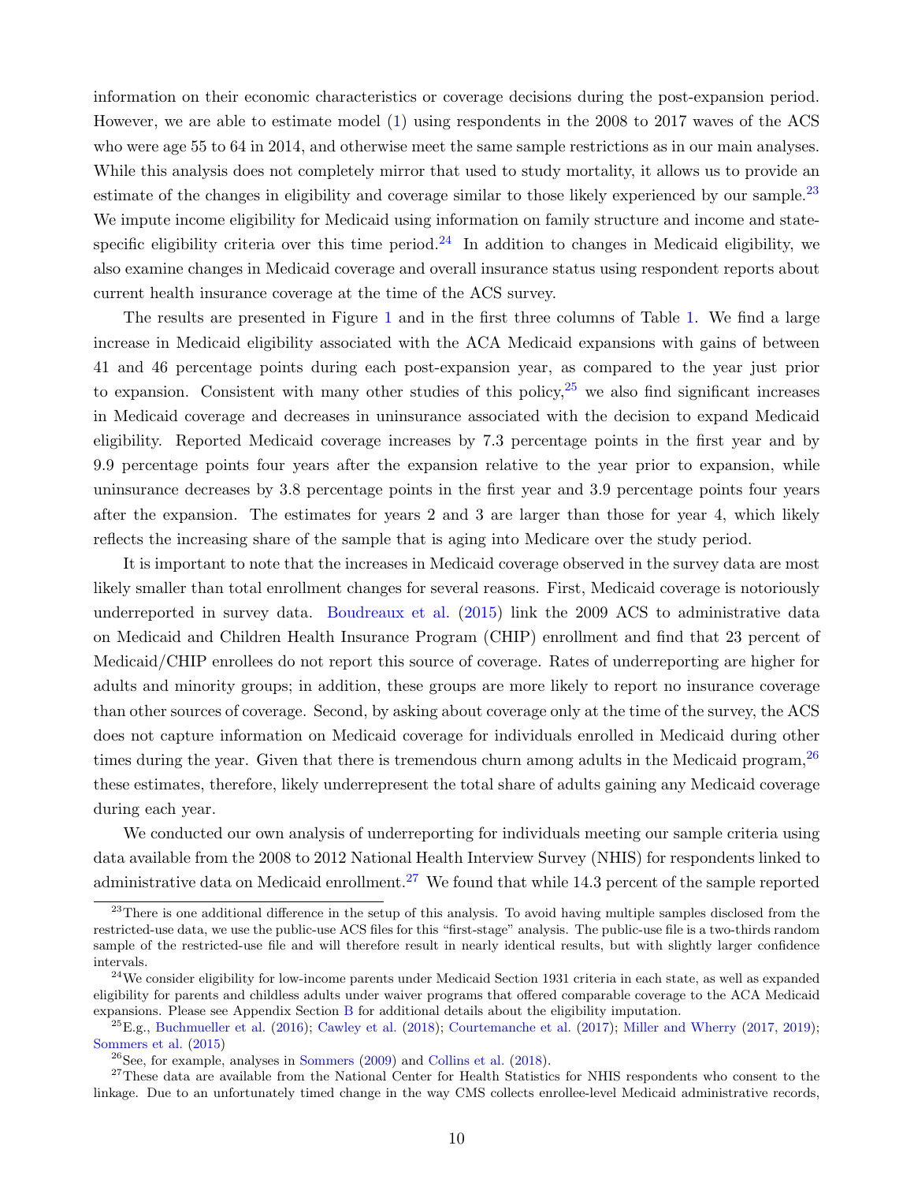information on their economic characteristics or coverage decisions during the post-expansion period. However, we are able to estimate model (1) using respondents in the 2008 to 2017 waves of the ACS who were age 55 to 64 in 2014, and otherwise meet the same sample restrictions as in our main analyses. While this analysis does not completely mirror that used to study mortality, it allows us to provide an estimate of the changes in eligibility and coverage similar to those likely experienced by our sample.[23] We impute income eligibility for Medicaid using information on family structure and income and state-specific eligibility criteria over this time period.[24] In addition to changes in Medicaid eligibility, we also examine changes in Medicaid coverage and overall insurance status using respondent reports about current health insurance coverage at the time of the ACS survey.

The results are presented in Figure 1 and in the first three columns of Table 1. We find a large increase in Medicaid eligibility associated with the ACA Medicaid expansions with gains of between 41 and 46 percentage points during each post-expansion year, as compared to the year just prior to expansion. Consistent with many other studies of this policy,[25] we also find significant increases in Medicaid coverage and decreases in uninsurance associated with the decision to expand Medicaid eligibility. Reported Medicaid coverage increases by 7.3 percentage points in the first year and by 9.9 percentage points four years after the expansion relative to the year prior to expansion, while uninsurance decreases by 3.8 percentage points in the first year and 3.9 percentage points four years after the expansion. The estimates for years 2 and 3 are larger than those for year 4, which likely reflects the increasing share of the sample that is aging into Medicare over the study period.

It is important to note that the increases in Medicaid coverage observed in the survey data are most likely smaller than total enrollment changes for several reasons. First, Medicaid coverage is notoriously underreported in survey data. Boudreaux et al. (2015) link the 2009 ACS to administrative data on Medicaid and Children Health Insurance Program (CHIP) enrollment and find that 23 percent of Medicaid/CHIP enrollees do not report this source of coverage. Rates of underreporting are higher for adults and minority groups; in addition, these groups are more likely to report no insurance coverage than other sources of coverage. Second, by asking about coverage only at the time of the survey, the ACS does not capture information on Medicaid coverage for individuals enrolled in Medicaid during other times during the year. Given that there is tremendous churn among adults in the Medicaid program,[26] these estimates, therefore, likely underrepresent the total share of adults gaining any Medicaid coverage during each year.

We conducted our own analysis of underreporting for individuals meeting our sample criteria using data available from the 2008 to 2012 National Health Interview Survey (NHIS) for respondents linked to administrative data on Medicaid enrollment.[27] We found that while 14.3 percent of the sample reported

---

[23] There is one additional difference in the setup of this analysis. To avoid having multiple samples disclosed from the restricted-use data, we use the public-use ACS files for this "first-stage" analysis. The public-use file is a two-thirds random sample of the restricted-use file and will therefore result in nearly identical results, but with slightly larger confidence intervals.

[24] We consider eligibility for low-income parents under Medicaid Section 1931 criteria in each state, as well as expanded eligibility for parents and childless adults under waiver programs that offered comparable coverage to the ACA Medicaid expansions. Please see Appendix Section B for additional details about the eligibility imputation.

[25] E.g., Buchmueller et al. (2016); Cawley et al. (2018); Courtemanche et al. (2017); Miller and Wherry (2017, 2019); Sommers et al. (2015)

[26] See, for example, analyses in Sommers (2009) and Collins et al. (2018).

[27] These data are available from the National Center for Health Statistics for NHIS respondents who consent to the linkage. Due to an unfortunately timed change in the way CMS collects enrollee-level Medicaid administrative records,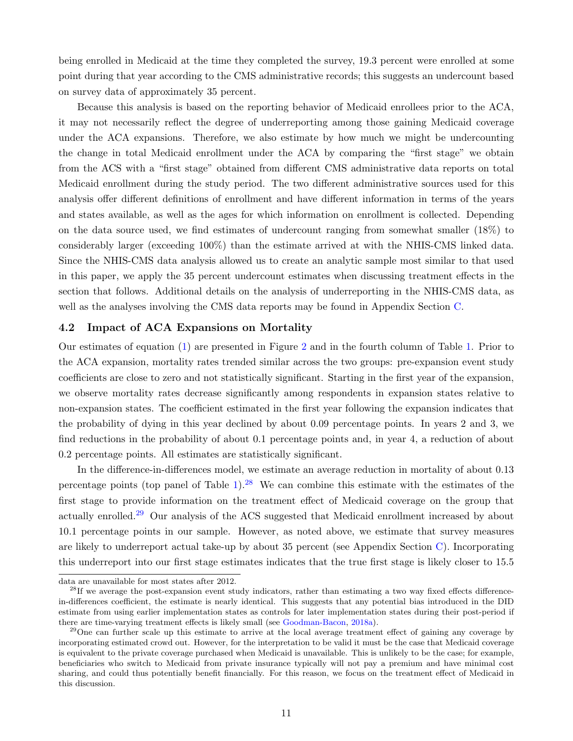being enrolled in Medicaid at the time they completed the survey, 19.3 percent were enrolled at some point during that year according to the CMS administrative records; this suggests an undercount based on survey data of approximately 35 percent.

Because this analysis is based on the reporting behavior of Medicaid enrollees prior to the ACA, it may not necessarily reflect the degree of underreporting among those gaining Medicaid coverage under the ACA expansions. Therefore, we also estimate by how much we might be undercounting the change in total Medicaid enrollment under the ACA by comparing the "first stage" we obtain from the ACS with a "first stage" obtained from different CMS administrative data reports on total Medicaid enrollment during the study period. The two different administrative sources used for this analysis offer different definitions of enrollment and have different information in terms of the years and states available, as well as the ages for which information on enrollment is collected. Depending on the data source used, we find estimates of undercount ranging from somewhat smaller (18%) to considerably larger (exceeding 100%) than the estimate arrived at with the NHIS-CMS linked data. Since the NHIS-CMS data analysis allowed us to create an analytic sample most similar to that used in this paper, we apply the 35 percent undercount estimates when discussing treatment effects in the section that follows. Additional details on the analysis of underreporting in the NHIS-CMS data, as well as the analyses involving the CMS data reports may be found in Appendix Section C.

### 4.2 Impact of ACA Expansions on Mortality

Our estimates of equation (1) are presented in Figure 2 and in the fourth column of Table 1. Prior to the ACA expansion, mortality rates trended similar across the two groups: pre-expansion event study coefficients are close to zero and not statistically significant. Starting in the first year of the expansion, we observe mortality rates decrease significantly among respondents in expansion states relative to non-expansion states. The coefficient estimated in the first year following the expansion indicates that the probability of dying in this year declined by about 0.09 percentage points. In years 2 and 3, we find reductions in the probability of about 0.1 percentage points and, in year 4, a reduction of about 0.2 percentage points. All estimates are statistically significant.

In the difference-in-differences model, we estimate an average reduction in mortality of about 0.13 percentage points (top panel of Table 1).[28] We can combine this estimate with the estimates of the first stage to provide information on the treatment effect of Medicaid coverage on the group that actually enrolled.[29] Our analysis of the ACS suggested that Medicaid enrollment increased by about 10.1 percentage points in our sample. However, as noted above, we estimate that survey measures are likely to underreport actual take-up by about 35 percent (see Appendix Section C). Incorporating this underreport into our first stage estimates indicates that the true first stage is likely closer to 15.5

data are unavailable for most states after 2012.

[28] If we average the post-expansion event study indicators, rather than estimating a two way fixed effects difference-in-differences coefficient, the estimate is nearly identical. This suggests that any potential bias introduced in the DID estimate from using earlier implementation states as controls for later implementation states during their post-period if there are time-varying treatment effects is likely small (see Goodman-Bacon, 2018a).

[29] One can further scale up this estimate to arrive at the local average treatment effect of gaining any coverage by incorporating estimated crowd out. However, for the interpretation to be valid it must be the case that Medicaid coverage is equivalent to the private coverage purchased when Medicaid is unavailable. This is unlikely to be the case; for example, beneficiaries who switch to Medicaid from private insurance typically will not pay a premium and have minimal cost sharing, and could thus potentially benefit financially. For this reason, we focus on the treatment effect of Medicaid in this discussion.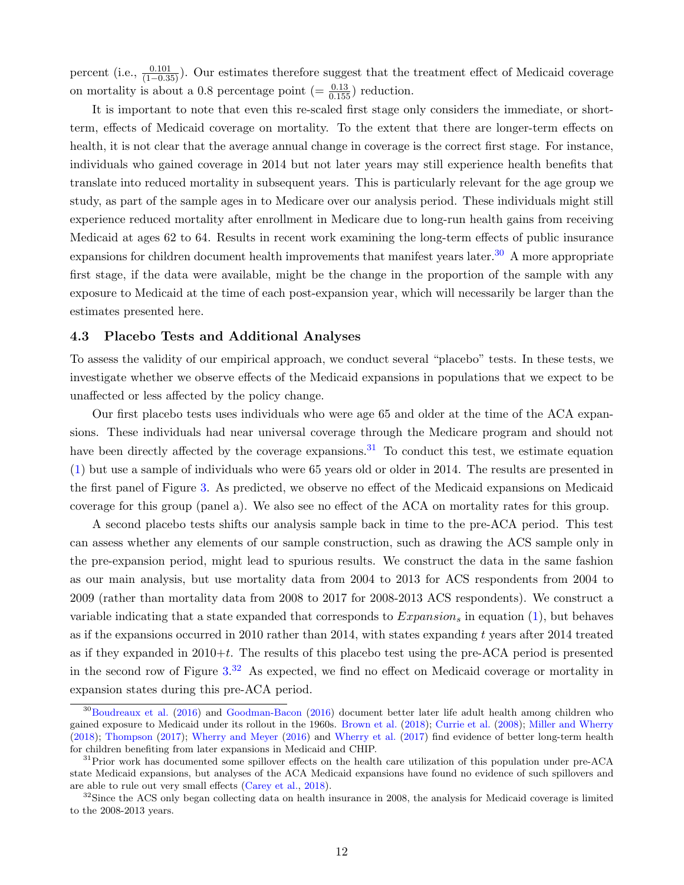percent (i.e., $\frac{0.101}{(1-0.35)}$). Our estimates therefore suggest that the treatment effect of Medicaid coverage on mortality is about a 0.8 percentage point ($= \frac{0.13}{0.155}$) reduction.

It is important to note that even this re-scaled first stage only considers the immediate, or short-term, effects of Medicaid coverage on mortality. To the extent that there are longer-term effects on health, it is not clear that the average annual change in coverage is the correct first stage. For instance, individuals who gained coverage in 2014 but not later years may still experience health benefits that translate into reduced mortality in subsequent years. This is particularly relevant for the age group we study, as part of the sample ages in to Medicare over our analysis period. These individuals might still experience reduced mortality after enrollment in Medicare due to long-run health gains from receiving Medicaid at ages 62 to 64. Results in recent work examining the long-term effects of public insurance expansions for children document health improvements that manifest years later.[30] A more appropriate first stage, if the data were available, might be the change in the proportion of the sample with any exposure to Medicaid at the time of each post-expansion year, which will necessarily be larger than the estimates presented here.

### 4.3 Placebo Tests and Additional Analyses

To assess the validity of our empirical approach, we conduct several "placebo" tests. In these tests, we investigate whether we observe effects of the Medicaid expansions in populations that we expect to be unaffected or less affected by the policy change.

Our first placebo tests uses individuals who were age 65 and older at the time of the ACA expansions. These individuals had near universal coverage through the Medicare program and should not have been directly affected by the coverage expansions.[31] To conduct this test, we estimate equation (1) but use a sample of individuals who were 65 years old or older in 2014. The results are presented in the first panel of Figure 3. As predicted, we observe no effect of the Medicaid expansions on Medicaid coverage for this group (panel a). We also see no effect of the ACA on mortality rates for this group.

A second placebo tests shifts our analysis sample back in time to the pre-ACA period. This test can assess whether any elements of our sample construction, such as drawing the ACS sample only in the pre-expansion period, might lead to spurious results. We construct the data in the same fashion as our main analysis, but use mortality data from 2004 to 2013 for ACS respondents from 2004 to 2009 (rather than mortality data from 2008 to 2017 for 2008-2013 ACS respondents). We construct a variable indicating that a state expanded that corresponds to $Expansion_s$ in equation (1), but behaves as if the expansions occurred in 2010 rather than 2014, with states expanding $t$ years after 2014 treated as if they expanded in 2010+$t$. The results of this placebo test using the pre-ACA period is presented in the second row of Figure 3.[32] As expected, we find no effect on Medicaid coverage or mortality in expansion states during this pre-ACA period.

---

[30] Boudreaux et al. (2016) and Goodman-Bacon (2016) document better later life adult health among children who gained exposure to Medicaid under its rollout in the 1960s. Brown et al. (2018); Currie et al. (2008); Miller and Wherry (2018); Thompson (2017); Wherry and Meyer (2016) and Wherry et al. (2017) find evidence of better long-term health for children benefiting from later expansions in Medicaid and CHIP.

[31] Prior work has documented some spillover effects on the health care utilization of this population under pre-ACA state Medicaid expansions, but analyses of the ACA Medicaid expansions have found no evidence of such spillovers and are able to rule out very small effects (Carey et al., 2018).

[32] Since the ACS only began collecting data on health insurance in 2008, the analysis for Medicaid coverage is limited to the 2008-2013 years.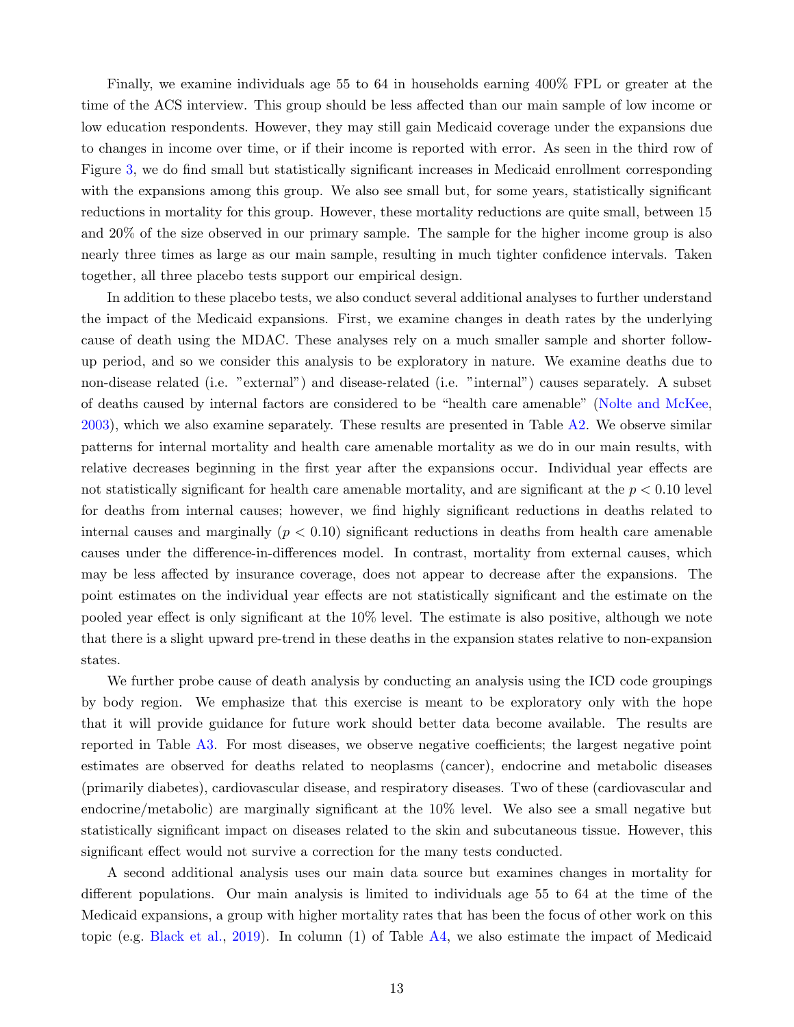Finally, we examine individuals age 55 to 64 in households earning 400% FPL or greater at the time of the ACS interview. This group should be less affected than our main sample of low income or low education respondents. However, they may still gain Medicaid coverage under the expansions due to changes in income over time, or if their income is reported with error. As seen in the third row of Figure 3, we do find small but statistically significant increases in Medicaid enrollment corresponding with the expansions among this group. We also see small but, for some years, statistically significant reductions in mortality for this group. However, these mortality reductions are quite small, between 15 and 20% of the size observed in our primary sample. The sample for the higher income group is also nearly three times as large as our main sample, resulting in much tighter confidence intervals. Taken together, all three placebo tests support our empirical design.

In addition to these placebo tests, we also conduct several additional analyses to further understand the impact of the Medicaid expansions. First, we examine changes in death rates by the underlying cause of death using the MDAC. These analyses rely on a much smaller sample and shorter follow-up period, and so we consider this analysis to be exploratory in nature. We examine deaths due to non-disease related (i.e. "external") and disease-related (i.e. "internal") causes separately. A subset of deaths caused by internal factors are considered to be "health care amenable" (Nolte and McKee, 2003), which we also examine separately. These results are presented in Table A2. We observe similar patterns for internal mortality and health care amenable mortality as we do in our main results, with relative decreases beginning in the first year after the expansions occur. Individual year effects are not statistically significant for health care amenable mortality, and are significant at the $p < 0.10$ level for deaths from internal causes; however, we find highly significant reductions in deaths related to internal causes and marginally ($p < 0.10$) significant reductions in deaths from health care amenable causes under the difference-in-differences model. In contrast, mortality from external causes, which may be less affected by insurance coverage, does not appear to decrease after the expansions. The point estimates on the individual year effects are not statistically significant and the estimate on the pooled year effect is only significant at the 10% level. The estimate is also positive, although we note that there is a slight upward pre-trend in these deaths in the expansion states relative to non-expansion states.

We further probe cause of death analysis by conducting an analysis using the ICD code groupings by body region. We emphasize that this exercise is meant to be exploratory only with the hope that it will provide guidance for future work should better data become available. The results are reported in Table A3. For most diseases, we observe negative coefficients; the largest negative point estimates are observed for deaths related to neoplasms (cancer), endocrine and metabolic diseases (primarily diabetes), cardiovascular disease, and respiratory diseases. Two of these (cardiovascular and endocrine/metabolic) are marginally significant at the 10% level. We also see a small negative but statistically significant impact on diseases related to the skin and subcutaneous tissue. However, this significant effect would not survive a correction for the many tests conducted.

A second additional analysis uses our main data source but examines changes in mortality for different populations. Our main analysis is limited to individuals age 55 to 64 at the time of the Medicaid expansions, a group with higher mortality rates that has been the focus of other work on this topic (e.g. Black et al., 2019). In column (1) of Table A4, we also estimate the impact of Medicaid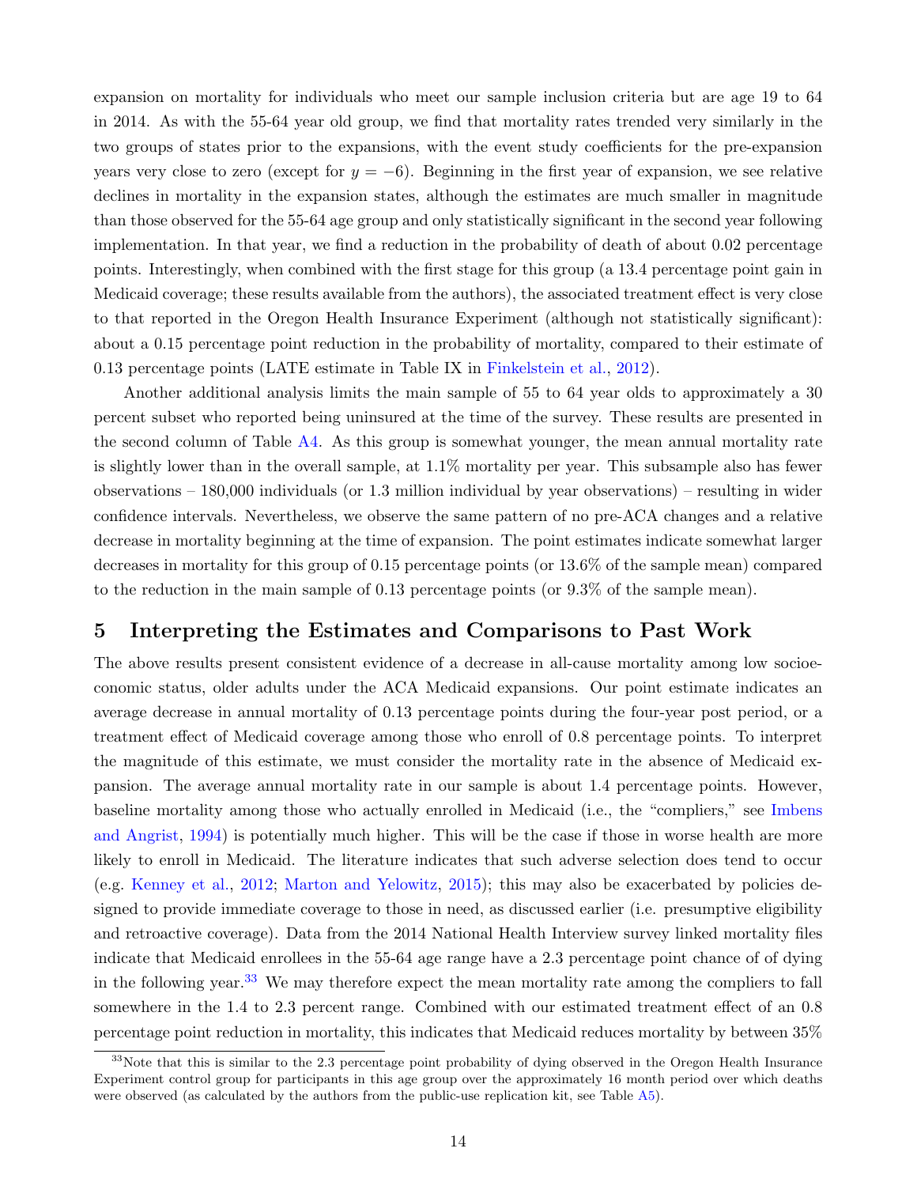expansion on mortality for individuals who meet our sample inclusion criteria but are age 19 to 64 in 2014. As with the 55-64 year old group, we find that mortality rates trended very similarly in the two groups of states prior to the expansions, with the event study coefficients for the pre-expansion years very close to zero (except for $y = -6$). Beginning in the first year of expansion, we see relative declines in mortality in the expansion states, although the estimates are much smaller in magnitude than those observed for the 55-64 age group and only statistically significant in the second year following implementation. In that year, we find a reduction in the probability of death of about 0.02 percentage points. Interestingly, when combined with the first stage for this group (a 13.4 percentage point gain in Medicaid coverage; these results available from the authors), the associated treatment effect is very close to that reported in the Oregon Health Insurance Experiment (although not statistically significant): about a 0.15 percentage point reduction in the probability of mortality, compared to their estimate of 0.13 percentage points (LATE estimate in Table IX in Finkelstein et al., 2012).

Another additional analysis limits the main sample of 55 to 64 year olds to approximately a 30 percent subset who reported being uninsured at the time of the survey. These results are presented in the second column of Table A4. As this group is somewhat younger, the mean annual mortality rate is slightly lower than in the overall sample, at 1.1% mortality per year. This subsample also has fewer observations – 180,000 individuals (or 1.3 million individual by year observations) – resulting in wider confidence intervals. Nevertheless, we observe the same pattern of no pre-ACA changes and a relative decrease in mortality beginning at the time of expansion. The point estimates indicate somewhat larger decreases in mortality for this group of 0.15 percentage points (or 13.6% of the sample mean) compared to the reduction in the main sample of 0.13 percentage points (or 9.3% of the sample mean).

# 5 Interpreting the Estimates and Comparisons to Past Work

The above results present consistent evidence of a decrease in all-cause mortality among low socioeconomic status, older adults under the ACA Medicaid expansions. Our point estimate indicates an average decrease in annual mortality of 0.13 percentage points during the four-year post period, or a treatment effect of Medicaid coverage among those who enroll of 0.8 percentage points. To interpret the magnitude of this estimate, we must consider the mortality rate in the absence of Medicaid expansion. The average annual mortality rate in our sample is about 1.4 percentage points. However, baseline mortality among those who actually enrolled in Medicaid (i.e., the "compliers," see Imbens and Angrist, 1994) is potentially much higher. This will be the case if those in worse health are more likely to enroll in Medicaid. The literature indicates that such adverse selection does tend to occur (e.g. Kenney et al., 2012; Marton and Yelowitz, 2015); this may also be exacerbated by policies designed to provide immediate coverage to those in need, as discussed earlier (i.e. presumptive eligibility and retroactive coverage). Data from the 2014 National Health Interview survey linked mortality files indicate that Medicaid enrollees in the 55-64 age range have a 2.3 percentage point chance of of dying in the following year.[33] We may therefore expect the mean mortality rate among the compliers to fall somewhere in the 1.4 to 2.3 percent range. Combined with our estimated treatment effect of an 0.8 percentage point reduction in mortality, this indicates that Medicaid reduces mortality by between 35%

[33]Note that this is similar to the 2.3 percentage point probability of dying observed in the Oregon Health Insurance Experiment control group for participants in this age group over the approximately 16 month period over which deaths were observed (as calculated by the authors from the public-use replication kit, see Table A5).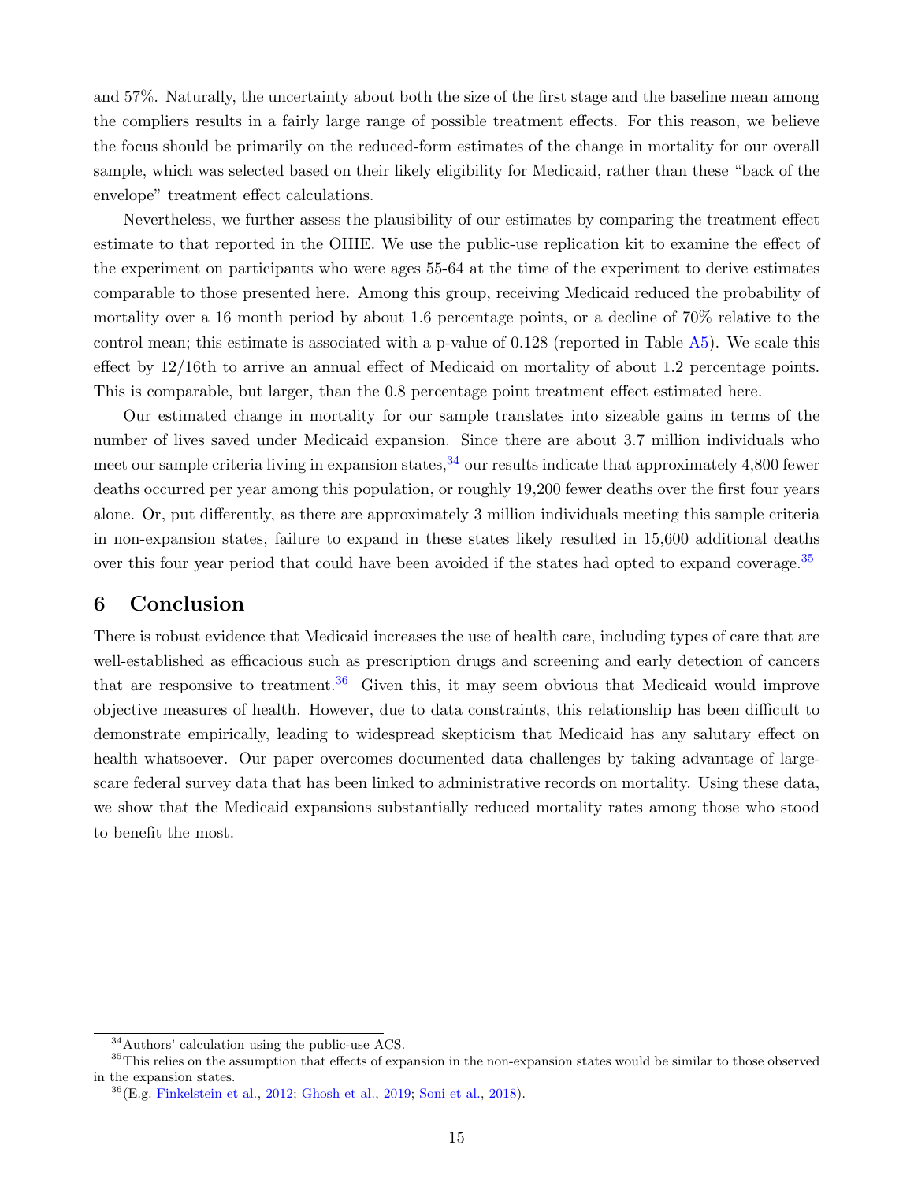and 57%. Naturally, the uncertainty about both the size of the first stage and the baseline mean among the compliers results in a fairly large range of possible treatment effects. For this reason, we believe the focus should be primarily on the reduced-form estimates of the change in mortality for our overall sample, which was selected based on their likely eligibility for Medicaid, rather than these "back of the envelope" treatment effect calculations.

Nevertheless, we further assess the plausibility of our estimates by comparing the treatment effect estimate to that reported in the OHIE. We use the public-use replication kit to examine the effect of the experiment on participants who were ages 55-64 at the time of the experiment to derive estimates comparable to those presented here. Among this group, receiving Medicaid reduced the probability of mortality over a 16 month period by about 1.6 percentage points, or a decline of 70% relative to the control mean; this estimate is associated with a p-value of 0.128 (reported in Table A5). We scale this effect by 12/16th to arrive an annual effect of Medicaid on mortality of about 1.2 percentage points. This is comparable, but larger, than the 0.8 percentage point treatment effect estimated here.

Our estimated change in mortality for our sample translates into sizeable gains in terms of the number of lives saved under Medicaid expansion. Since there are about 3.7 million individuals who meet our sample criteria living in expansion states,[34] our results indicate that approximately 4,800 fewer deaths occurred per year among this population, or roughly 19,200 fewer deaths over the first four years alone. Or, put differently, as there are approximately 3 million individuals meeting this sample criteria in non-expansion states, failure to expand in these states likely resulted in 15,600 additional deaths over this four year period that could have been avoided if the states had opted to expand coverage.[35]

## 6 Conclusion

There is robust evidence that Medicaid increases the use of health care, including types of care that are well-established as efficacious such as prescription drugs and screening and early detection of cancers that are responsive to treatment.[36] Given this, it may seem obvious that Medicaid would improve objective measures of health. However, due to data constraints, this relationship has been difficult to demonstrate empirically, leading to widespread skepticism that Medicaid has any salutary effect on health whatsoever. Our paper overcomes documented data challenges by taking advantage of large-scare federal survey data that has been linked to administrative records on mortality. Using these data, we show that the Medicaid expansions substantially reduced mortality rates among those who stood to benefit the most.

---

[34] Authors' calculation using the public-use ACS.

[35] This relies on the assumption that effects of expansion in the non-expansion states would be similar to those observed in the expansion states.

[36] (E.g. Finkelstein et al., 2012; Ghosh et al., 2019; Soni et al., 2018).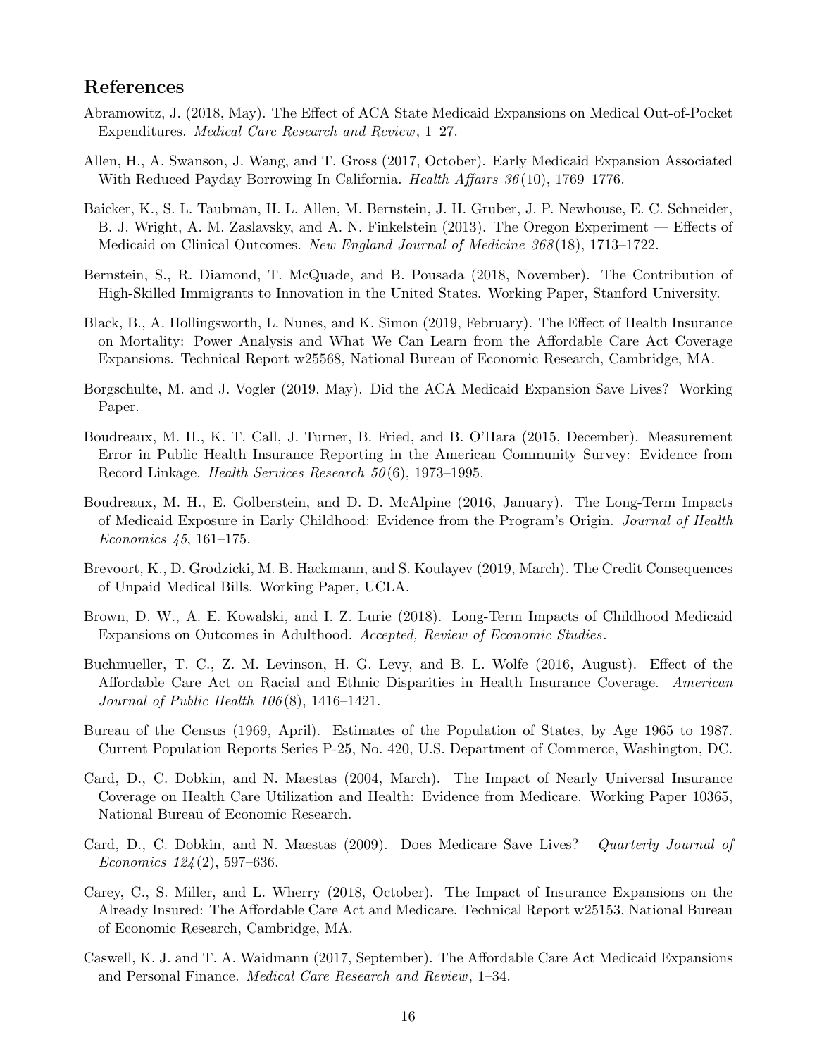## References

Abramowitz, J. (2018, May). The Effect of ACA State Medicaid Expansions on Medical Out-of-Pocket Expenditures. *Medical Care Research and Review*, 1–27.

Allen, H., A. Swanson, J. Wang, and T. Gross (2017, October). Early Medicaid Expansion Associated With Reduced Payday Borrowing In California. *Health Affairs 36*(10), 1769–1776.

Baicker, K., S. L. Taubman, H. L. Allen, M. Bernstein, J. H. Gruber, J. P. Newhouse, E. C. Schneider, B. J. Wright, A. M. Zaslavsky, and A. N. Finkelstein (2013). The Oregon Experiment — Effects of Medicaid on Clinical Outcomes. *New England Journal of Medicine 368*(18), 1713–1722.

Bernstein, S., R. Diamond, T. McQuade, and B. Pousada (2018, November). The Contribution of High-Skilled Immigrants to Innovation in the United States. Working Paper, Stanford University.

Black, B., A. Hollingsworth, L. Nunes, and K. Simon (2019, February). The Effect of Health Insurance on Mortality: Power Analysis and What We Can Learn from the Affordable Care Act Coverage Expansions. Technical Report w25568, National Bureau of Economic Research, Cambridge, MA.

Borgschulte, M. and J. Vogler (2019, May). Did the ACA Medicaid Expansion Save Lives? Working Paper.

Boudreaux, M. H., K. T. Call, J. Turner, B. Fried, and B. O'Hara (2015, December). Measurement Error in Public Health Insurance Reporting in the American Community Survey: Evidence from Record Linkage. *Health Services Research 50*(6), 1973–1995.

Boudreaux, M. H., E. Golberstein, and D. D. McAlpine (2016, January). The Long-Term Impacts of Medicaid Exposure in Early Childhood: Evidence from the Program's Origin. *Journal of Health Economics 45*, 161–175.

Brevoort, K., D. Grodzicki, M. B. Hackmann, and S. Koulayev (2019, March). The Credit Consequences of Unpaid Medical Bills. Working Paper, UCLA.

Brown, D. W., A. E. Kowalski, and I. Z. Lurie (2018). Long-Term Impacts of Childhood Medicaid Expansions on Outcomes in Adulthood. *Accepted, Review of Economic Studies*.

Buchmueller, T. C., Z. M. Levinson, H. G. Levy, and B. L. Wolfe (2016, August). Effect of the Affordable Care Act on Racial and Ethnic Disparities in Health Insurance Coverage. *American Journal of Public Health 106*(8), 1416–1421.

Bureau of the Census (1969, April). Estimates of the Population of States, by Age 1965 to 1987. Current Population Reports Series P-25, No. 420, U.S. Department of Commerce, Washington, DC.

Card, D., C. Dobkin, and N. Maestas (2004, March). The Impact of Nearly Universal Insurance Coverage on Health Care Utilization and Health: Evidence from Medicare. Working Paper 10365, National Bureau of Economic Research.

Card, D., C. Dobkin, and N. Maestas (2009). Does Medicare Save Lives? *Quarterly Journal of Economics 124*(2), 597–636.

Carey, C., S. Miller, and L. Wherry (2018, October). The Impact of Insurance Expansions on the Already Insured: The Affordable Care Act and Medicare. Technical Report w25153, National Bureau of Economic Research, Cambridge, MA.

Caswell, K. J. and T. A. Waidmann (2017, September). The Affordable Care Act Medicaid Expansions and Personal Finance. *Medical Care Research and Review*, 1–34.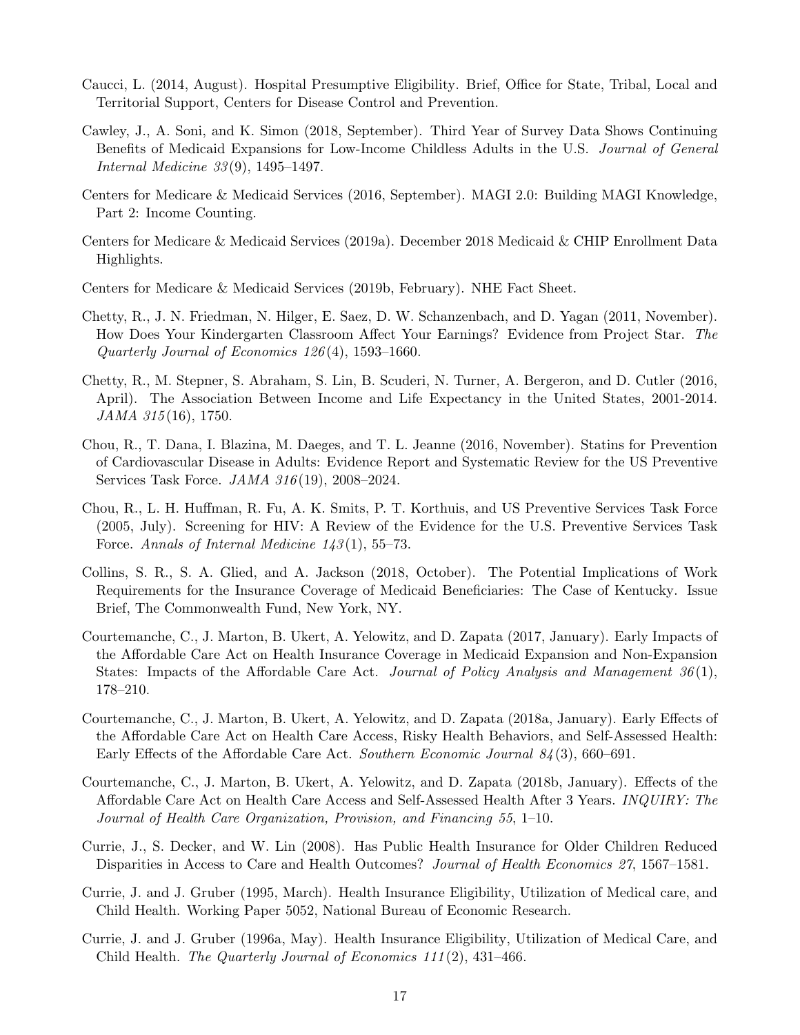Caucci, L. (2014, August). Hospital Presumptive Eligibility. Brief, Office for State, Tribal, Local and Territorial Support, Centers for Disease Control and Prevention.

Cawley, J., A. Soni, and K. Simon (2018, September). Third Year of Survey Data Shows Continuing Benefits of Medicaid Expansions for Low-Income Childless Adults in the U.S. *Journal of General Internal Medicine 33*(9), 1495–1497.

Centers for Medicare & Medicaid Services (2016, September). MAGI 2.0: Building MAGI Knowledge, Part 2: Income Counting.

Centers for Medicare & Medicaid Services (2019a). December 2018 Medicaid & CHIP Enrollment Data Highlights.

Centers for Medicare & Medicaid Services (2019b, February). NHE Fact Sheet.

Chetty, R., J. N. Friedman, N. Hilger, E. Saez, D. W. Schanzenbach, and D. Yagan (2011, November). How Does Your Kindergarten Classroom Affect Your Earnings? Evidence from Project Star. *The Quarterly Journal of Economics 126*(4), 1593–1660.

Chetty, R., M. Stepner, S. Abraham, S. Lin, B. Scuderi, N. Turner, A. Bergeron, and D. Cutler (2016, April). The Association Between Income and Life Expectancy in the United States, 2001-2014. *JAMA 315*(16), 1750.

Chou, R., T. Dana, I. Blazina, M. Daeges, and T. L. Jeanne (2016, November). Statins for Prevention of Cardiovascular Disease in Adults: Evidence Report and Systematic Review for the US Preventive Services Task Force. *JAMA 316*(19), 2008–2024.

Chou, R., L. H. Huffman, R. Fu, A. K. Smits, P. T. Korthuis, and US Preventive Services Task Force (2005, July). Screening for HIV: A Review of the Evidence for the U.S. Preventive Services Task Force. *Annals of Internal Medicine 143*(1), 55–73.

Collins, S. R., S. A. Glied, and A. Jackson (2018, October). The Potential Implications of Work Requirements for the Insurance Coverage of Medicaid Beneficiaries: The Case of Kentucky. Issue Brief, The Commonwealth Fund, New York, NY.

Courtemanche, C., J. Marton, B. Ukert, A. Yelowitz, and D. Zapata (2017, January). Early Impacts of the Affordable Care Act on Health Insurance Coverage in Medicaid Expansion and Non-Expansion States: Impacts of the Affordable Care Act. *Journal of Policy Analysis and Management 36*(1), 178–210.

Courtemanche, C., J. Marton, B. Ukert, A. Yelowitz, and D. Zapata (2018a, January). Early Effects of the Affordable Care Act on Health Care Access, Risky Health Behaviors, and Self-Assessed Health: Early Effects of the Affordable Care Act. *Southern Economic Journal 84*(3), 660–691.

Courtemanche, C., J. Marton, B. Ukert, A. Yelowitz, and D. Zapata (2018b, January). Effects of the Affordable Care Act on Health Care Access and Self-Assessed Health After 3 Years. *INQUIRY: The Journal of Health Care Organization, Provision, and Financing 55*, 1–10.

Currie, J., S. Decker, and W. Lin (2008). Has Public Health Insurance for Older Children Reduced Disparities in Access to Care and Health Outcomes? *Journal of Health Economics 27*, 1567–1581.

Currie, J. and J. Gruber (1995, March). Health Insurance Eligibility, Utilization of Medical care, and Child Health. Working Paper 5052, National Bureau of Economic Research.

Currie, J. and J. Gruber (1996a, May). Health Insurance Eligibility, Utilization of Medical Care, and Child Health. *The Quarterly Journal of Economics 111*(2), 431–466.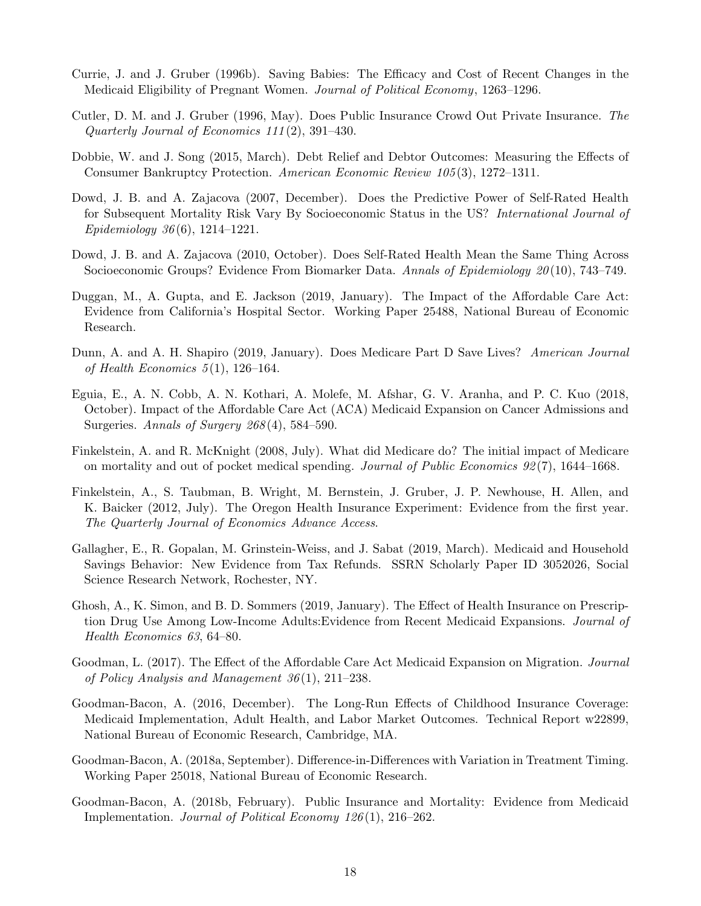Currie, J. and J. Gruber (1996b). Saving Babies: The Efficacy and Cost of Recent Changes in the Medicaid Eligibility of Pregnant Women. *Journal of Political Economy*, 1263–1296.

Cutler, D. M. and J. Gruber (1996, May). Does Public Insurance Crowd Out Private Insurance. *The Quarterly Journal of Economics 111*(2), 391–430.

Dobbie, W. and J. Song (2015, March). Debt Relief and Debtor Outcomes: Measuring the Effects of Consumer Bankruptcy Protection. *American Economic Review 105*(3), 1272–1311.

Dowd, J. B. and A. Zajacova (2007, December). Does the Predictive Power of Self-Rated Health for Subsequent Mortality Risk Vary By Socioeconomic Status in the US? *International Journal of Epidemiology 36*(6), 1214–1221.

Dowd, J. B. and A. Zajacova (2010, October). Does Self-Rated Health Mean the Same Thing Across Socioeconomic Groups? Evidence From Biomarker Data. *Annals of Epidemiology 20*(10), 743–749.

Duggan, M., A. Gupta, and E. Jackson (2019, January). The Impact of the Affordable Care Act: Evidence from California's Hospital Sector. Working Paper 25488, National Bureau of Economic Research.

Dunn, A. and A. H. Shapiro (2019, January). Does Medicare Part D Save Lives? *American Journal of Health Economics 5*(1), 126–164.

Eguia, E., A. N. Cobb, A. N. Kothari, A. Molefe, M. Afshar, G. V. Aranha, and P. C. Kuo (2018, October). Impact of the Affordable Care Act (ACA) Medicaid Expansion on Cancer Admissions and Surgeries. *Annals of Surgery 268*(4), 584–590.

Finkelstein, A. and R. McKnight (2008, July). What did Medicare do? The initial impact of Medicare on mortality and out of pocket medical spending. *Journal of Public Economics 92*(7), 1644–1668.

Finkelstein, A., S. Taubman, B. Wright, M. Bernstein, J. Gruber, J. P. Newhouse, H. Allen, and K. Baicker (2012, July). The Oregon Health Insurance Experiment: Evidence from the first year. *The Quarterly Journal of Economics Advance Access*.

Gallagher, E., R. Gopalan, M. Grinstein-Weiss, and J. Sabat (2019, March). Medicaid and Household Savings Behavior: New Evidence from Tax Refunds. SSRN Scholarly Paper ID 3052026, Social Science Research Network, Rochester, NY.

Ghosh, A., K. Simon, and B. D. Sommers (2019, January). The Effect of Health Insurance on Prescription Drug Use Among Low-Income Adults:Evidence from Recent Medicaid Expansions. *Journal of Health Economics 63*, 64–80.

Goodman, L. (2017). The Effect of the Affordable Care Act Medicaid Expansion on Migration. *Journal of Policy Analysis and Management 36*(1), 211–238.

Goodman-Bacon, A. (2016, December). The Long-Run Effects of Childhood Insurance Coverage: Medicaid Implementation, Adult Health, and Labor Market Outcomes. Technical Report w22899, National Bureau of Economic Research, Cambridge, MA.

Goodman-Bacon, A. (2018a, September). Difference-in-Differences with Variation in Treatment Timing. Working Paper 25018, National Bureau of Economic Research.

Goodman-Bacon, A. (2018b, February). Public Insurance and Mortality: Evidence from Medicaid Implementation. *Journal of Political Economy 126*(1), 216–262.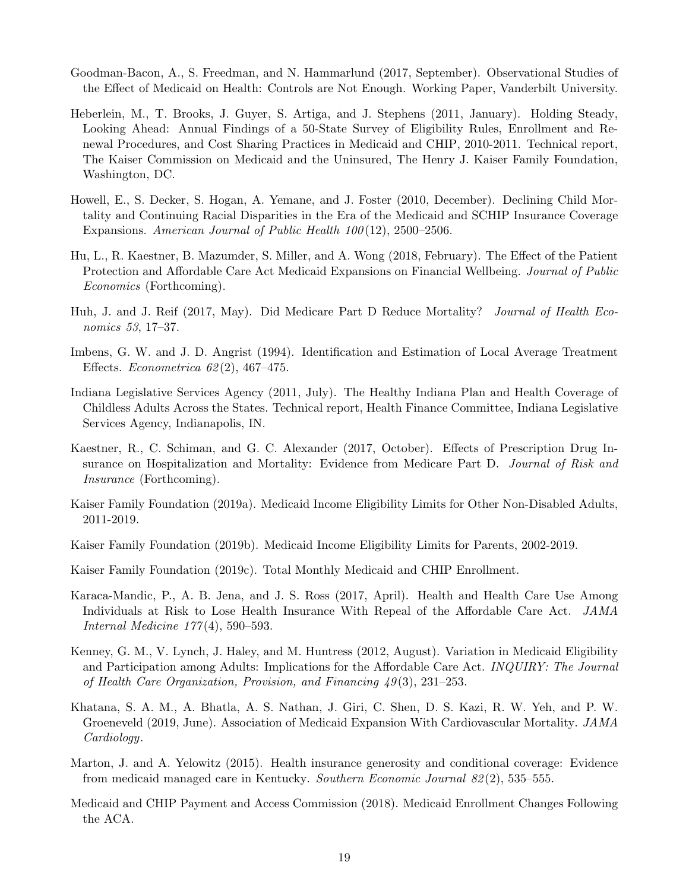Goodman-Bacon, A., S. Freedman, and N. Hammarlund (2017, September). Observational Studies of the Effect of Medicaid on Health: Controls are Not Enough. Working Paper, Vanderbilt University.

Heberlein, M., T. Brooks, J. Guyer, S. Artiga, and J. Stephens (2011, January). Holding Steady, Looking Ahead: Annual Findings of a 50-State Survey of Eligibility Rules, Enrollment and Renewal Procedures, and Cost Sharing Practices in Medicaid and CHIP, 2010-2011. Technical report, The Kaiser Commission on Medicaid and the Uninsured, The Henry J. Kaiser Family Foundation, Washington, DC.

Howell, E., S. Decker, S. Hogan, A. Yemane, and J. Foster (2010, December). Declining Child Mortality and Continuing Racial Disparities in the Era of the Medicaid and SCHIP Insurance Coverage Expansions. *American Journal of Public Health 100*(12), 2500–2506.

Hu, L., R. Kaestner, B. Mazumder, S. Miller, and A. Wong (2018, February). The Effect of the Patient Protection and Affordable Care Act Medicaid Expansions on Financial Wellbeing. *Journal of Public Economics* (Forthcoming).

Huh, J. and J. Reif (2017, May). Did Medicare Part D Reduce Mortality? *Journal of Health Economics 53*, 17–37.

Imbens, G. W. and J. D. Angrist (1994). Identification and Estimation of Local Average Treatment Effects. *Econometrica 62*(2), 467–475.

Indiana Legislative Services Agency (2011, July). The Healthy Indiana Plan and Health Coverage of Childless Adults Across the States. Technical report, Health Finance Committee, Indiana Legislative Services Agency, Indianapolis, IN.

Kaestner, R., C. Schiman, and G. C. Alexander (2017, October). Effects of Prescription Drug Insurance on Hospitalization and Mortality: Evidence from Medicare Part D. *Journal of Risk and Insurance* (Forthcoming).

Kaiser Family Foundation (2019a). Medicaid Income Eligibility Limits for Other Non-Disabled Adults, 2011-2019.

Kaiser Family Foundation (2019b). Medicaid Income Eligibility Limits for Parents, 2002-2019.

Kaiser Family Foundation (2019c). Total Monthly Medicaid and CHIP Enrollment.

Karaca-Mandic, P., A. B. Jena, and J. S. Ross (2017, April). Health and Health Care Use Among Individuals at Risk to Lose Health Insurance With Repeal of the Affordable Care Act. *JAMA Internal Medicine 177*(4), 590–593.

Kenney, G. M., V. Lynch, J. Haley, and M. Huntress (2012, August). Variation in Medicaid Eligibility and Participation among Adults: Implications for the Affordable Care Act. *INQUIRY: The Journal of Health Care Organization, Provision, and Financing 49*(3), 231–253.

Khatana, S. A. M., A. Bhatla, A. S. Nathan, J. Giri, C. Shen, D. S. Kazi, R. W. Yeh, and P. W. Groeneveld (2019, June). Association of Medicaid Expansion With Cardiovascular Mortality. *JAMA Cardiology*.

Marton, J. and A. Yelowitz (2015). Health insurance generosity and conditional coverage: Evidence from medicaid managed care in Kentucky. *Southern Economic Journal 82*(2), 535–555.

Medicaid and CHIP Payment and Access Commission (2018). Medicaid Enrollment Changes Following the ACA.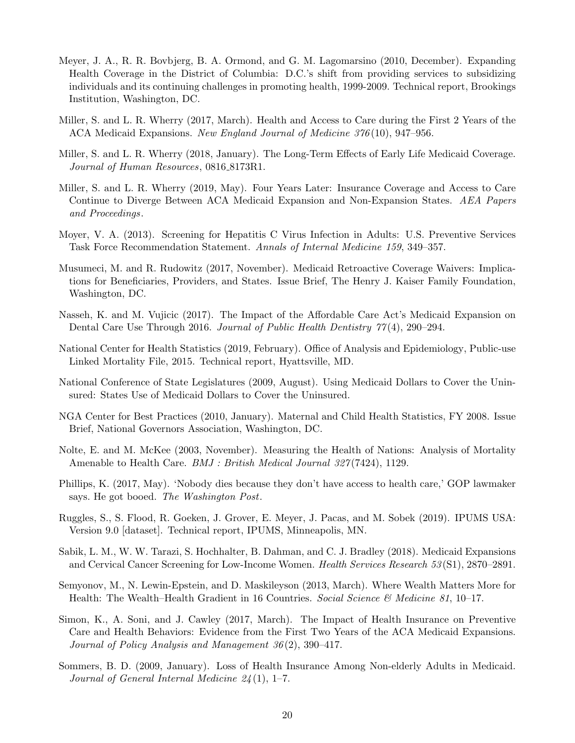Meyer, J. A., R. R. Bovbjerg, B. A. Ormond, and G. M. Lagomarsino (2010, December). Expanding Health Coverage in the District of Columbia: D.C.'s shift from providing services to subsidizing individuals and its continuing challenges in promoting health, 1999-2009. Technical report, Brookings Institution, Washington, DC.

Miller, S. and L. R. Wherry (2017, March). Health and Access to Care during the First 2 Years of the ACA Medicaid Expansions. *New England Journal of Medicine 376*(10), 947–956.

Miller, S. and L. R. Wherry (2018, January). The Long-Term Effects of Early Life Medicaid Coverage. *Journal of Human Resources*, 0816_8173R1.

Miller, S. and L. R. Wherry (2019, May). Four Years Later: Insurance Coverage and Access to Care Continue to Diverge Between ACA Medicaid Expansion and Non-Expansion States. *AEA Papers and Proceedings*.

Moyer, V. A. (2013). Screening for Hepatitis C Virus Infection in Adults: U.S. Preventive Services Task Force Recommendation Statement. *Annals of Internal Medicine 159*, 349–357.

Musumeci, M. and R. Rudowitz (2017, November). Medicaid Retroactive Coverage Waivers: Implications for Beneficiaries, Providers, and States. Issue Brief, The Henry J. Kaiser Family Foundation, Washington, DC.

Nasseh, K. and M. Vujicic (2017). The Impact of the Affordable Care Act's Medicaid Expansion on Dental Care Use Through 2016. *Journal of Public Health Dentistry 77*(4), 290–294.

National Center for Health Statistics (2019, February). Office of Analysis and Epidemiology, Public-use Linked Mortality File, 2015. Technical report, Hyattsville, MD.

National Conference of State Legislatures (2009, August). Using Medicaid Dollars to Cover the Uninsured: States Use of Medicaid Dollars to Cover the Uninsured.

NGA Center for Best Practices (2010, January). Maternal and Child Health Statistics, FY 2008. Issue Brief, National Governors Association, Washington, DC.

Nolte, E. and M. McKee (2003, November). Measuring the Health of Nations: Analysis of Mortality Amenable to Health Care. *BMJ : British Medical Journal 327*(7424), 1129.

Phillips, K. (2017, May). 'Nobody dies because they don't have access to health care,' GOP lawmaker says. He got booed. *The Washington Post*.

Ruggles, S., S. Flood, R. Goeken, J. Grover, E. Meyer, J. Pacas, and M. Sobek (2019). IPUMS USA: Version 9.0 [dataset]. Technical report, IPUMS, Minneapolis, MN.

Sabik, L. M., W. W. Tarazi, S. Hochhalter, B. Dahman, and C. J. Bradley (2018). Medicaid Expansions and Cervical Cancer Screening for Low-Income Women. *Health Services Research 53*(S1), 2870–2891.

Semyonov, M., N. Lewin-Epstein, and D. Maskileyson (2013, March). Where Wealth Matters More for Health: The Wealth–Health Gradient in 16 Countries. *Social Science & Medicine 81*, 10–17.

Simon, K., A. Soni, and J. Cawley (2017, March). The Impact of Health Insurance on Preventive Care and Health Behaviors: Evidence from the First Two Years of the ACA Medicaid Expansions. *Journal of Policy Analysis and Management 36*(2), 390–417.

Sommers, B. D. (2009, January). Loss of Health Insurance Among Non-elderly Adults in Medicaid. *Journal of General Internal Medicine 24*(1), 1–7.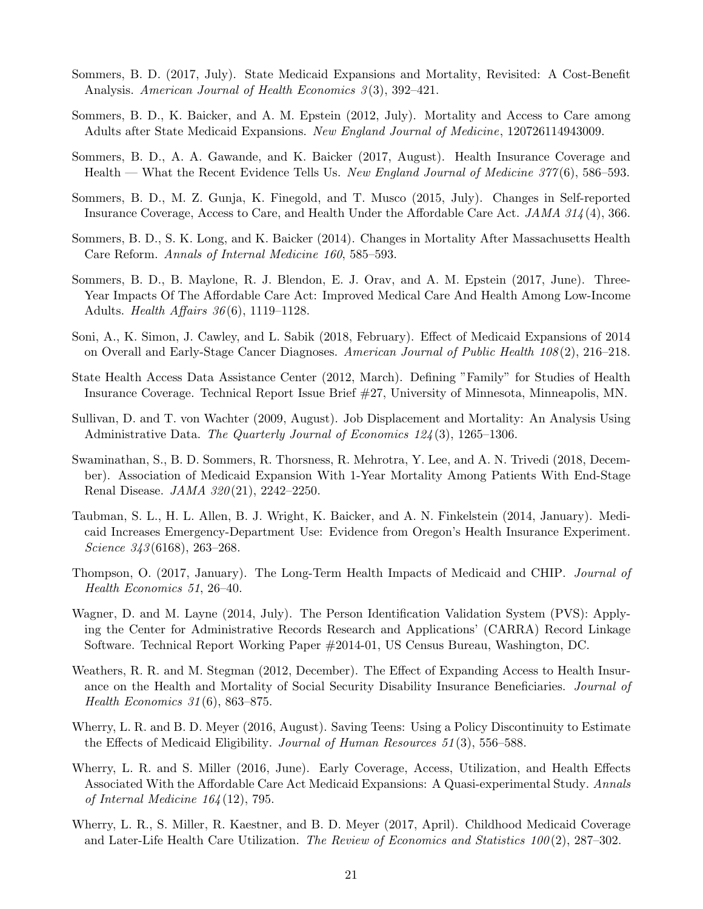Sommers, B. D. (2017, July). State Medicaid Expansions and Mortality, Revisited: A Cost-Benefit Analysis. *American Journal of Health Economics 3*(3), 392–421.

Sommers, B. D., K. Baicker, and A. M. Epstein (2012, July). Mortality and Access to Care among Adults after State Medicaid Expansions. *New England Journal of Medicine*, 120726114943009.

Sommers, B. D., A. A. Gawande, and K. Baicker (2017, August). Health Insurance Coverage and Health — What the Recent Evidence Tells Us. *New England Journal of Medicine 377*(6), 586–593.

Sommers, B. D., M. Z. Gunja, K. Finegold, and T. Musco (2015, July). Changes in Self-reported Insurance Coverage, Access to Care, and Health Under the Affordable Care Act. *JAMA 314*(4), 366.

Sommers, B. D., S. K. Long, and K. Baicker (2014). Changes in Mortality After Massachusetts Health Care Reform. *Annals of Internal Medicine 160*, 585–593.

Sommers, B. D., B. Maylone, R. J. Blendon, E. J. Orav, and A. M. Epstein (2017, June). Three-Year Impacts Of The Affordable Care Act: Improved Medical Care And Health Among Low-Income Adults. *Health Affairs 36*(6), 1119–1128.

Soni, A., K. Simon, J. Cawley, and L. Sabik (2018, February). Effect of Medicaid Expansions of 2014 on Overall and Early-Stage Cancer Diagnoses. *American Journal of Public Health 108*(2), 216–218.

State Health Access Data Assistance Center (2012, March). Defining "Family" for Studies of Health Insurance Coverage. Technical Report Issue Brief #27, University of Minnesota, Minneapolis, MN.

Sullivan, D. and T. von Wachter (2009, August). Job Displacement and Mortality: An Analysis Using Administrative Data. *The Quarterly Journal of Economics 124*(3), 1265–1306.

Swaminathan, S., B. D. Sommers, R. Thorsness, R. Mehrotra, Y. Lee, and A. N. Trivedi (2018, December). Association of Medicaid Expansion With 1-Year Mortality Among Patients With End-Stage Renal Disease. *JAMA 320*(21), 2242–2250.

Taubman, S. L., H. L. Allen, B. J. Wright, K. Baicker, and A. N. Finkelstein (2014, January). Medicaid Increases Emergency-Department Use: Evidence from Oregon's Health Insurance Experiment. *Science 343*(6168), 263–268.

Thompson, O. (2017, January). The Long-Term Health Impacts of Medicaid and CHIP. *Journal of Health Economics 51*, 26–40.

Wagner, D. and M. Layne (2014, July). The Person Identification Validation System (PVS): Applying the Center for Administrative Records Research and Applications' (CARRA) Record Linkage Software. Technical Report Working Paper #2014-01, US Census Bureau, Washington, DC.

Weathers, R. R. and M. Stegman (2012, December). The Effect of Expanding Access to Health Insurance on the Health and Mortality of Social Security Disability Insurance Beneficiaries. *Journal of Health Economics 31*(6), 863–875.

Wherry, L. R. and B. D. Meyer (2016, August). Saving Teens: Using a Policy Discontinuity to Estimate the Effects of Medicaid Eligibility. *Journal of Human Resources 51*(3), 556–588.

Wherry, L. R. and S. Miller (2016, June). Early Coverage, Access, Utilization, and Health Effects Associated With the Affordable Care Act Medicaid Expansions: A Quasi-experimental Study. *Annals of Internal Medicine 164*(12), 795.

Wherry, L. R., S. Miller, R. Kaestner, and B. D. Meyer (2017, April). Childhood Medicaid Coverage and Later-Life Health Care Utilization. *The Review of Economics and Statistics 100*(2), 287–302.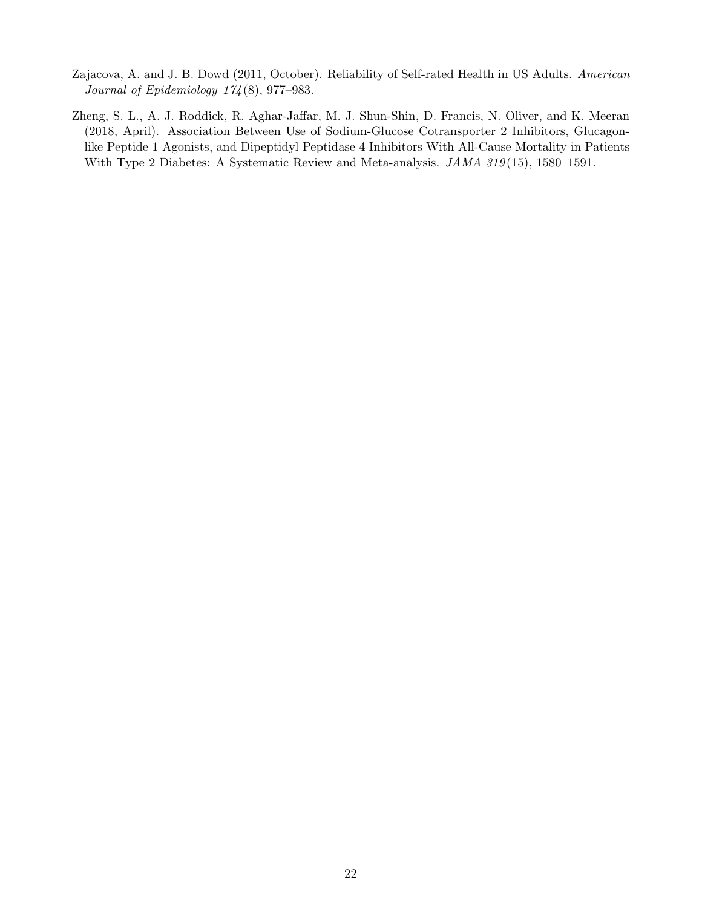Zajacova, A. and J. B. Dowd (2011, October). Reliability of Self-rated Health in US Adults. *American Journal of Epidemiology 174*(8), 977–983.

Zheng, S. L., A. J. Roddick, R. Aghar-Jaffar, M. J. Shun-Shin, D. Francis, N. Oliver, and K. Meeran (2018, April). Association Between Use of Sodium-Glucose Cotransporter 2 Inhibitors, Glucagon-like Peptide 1 Agonists, and Dipeptidyl Peptidase 4 Inhibitors With All-Cause Mortality in Patients With Type 2 Diabetes: A Systematic Review and Meta-analysis. *JAMA 319*(15), 1580–1591.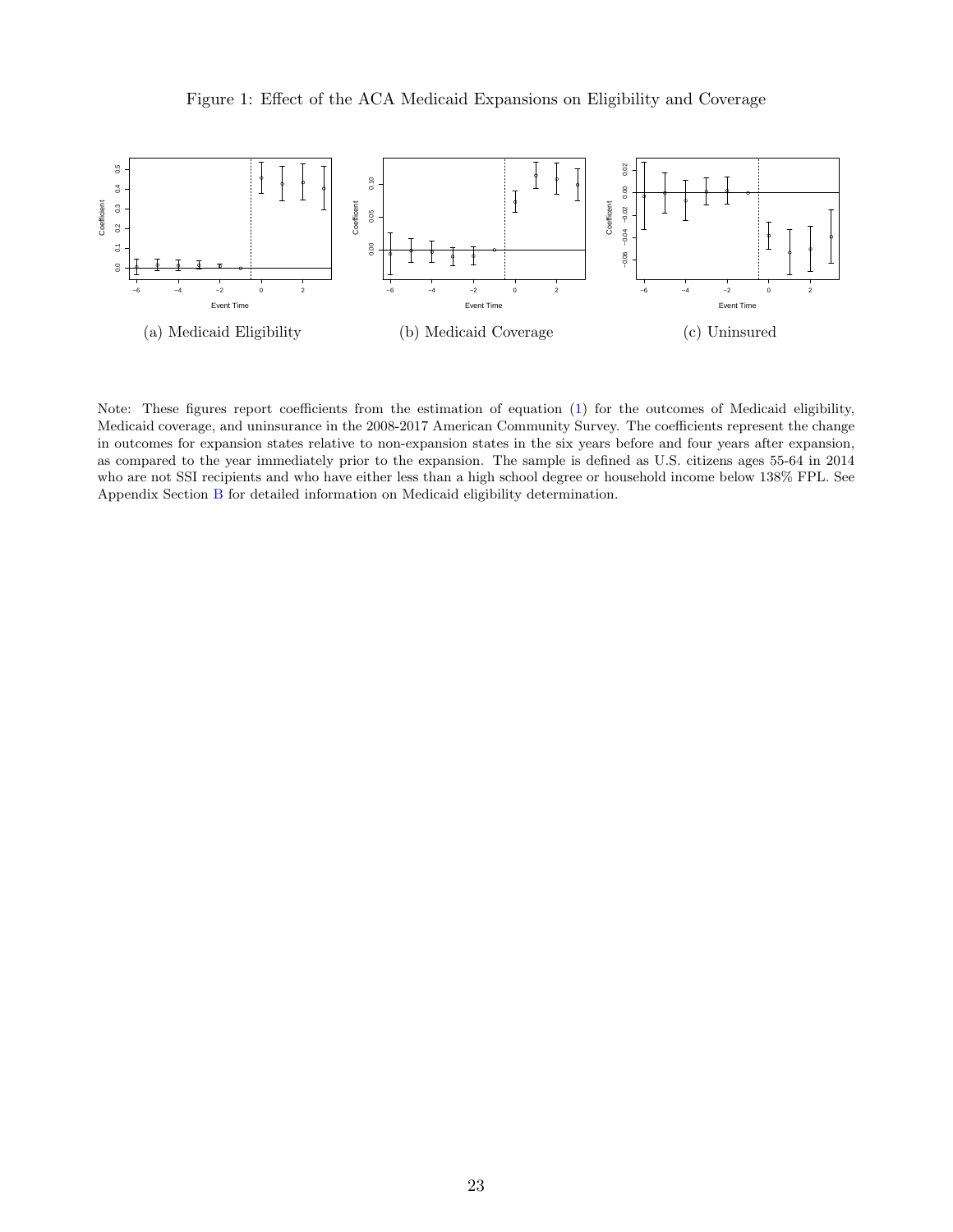Figure 1: Effect of the ACA Medicaid Expansions on Eligibility and Coverage

(a) Medicaid Eligibility

(b) Medicaid Coverage

(c) Uninsured

Note: These figures report coefficients from the estimation of equation (1) for the outcomes of Medicaid eligibility, Medicaid coverage, and uninsurance in the 2008-2017 American Community Survey. The coefficients represent the change in outcomes for expansion states relative to non-expansion states in the six years before and four years after expansion, as compared to the year immediately prior to the expansion. The sample is defined as U.S. citizens ages 55-64 in 2014 who are not SSI recipients and who have either less than a high school degree or household income below 138% FPL. See Appendix Section B for detailed information on Medicaid eligibility determination.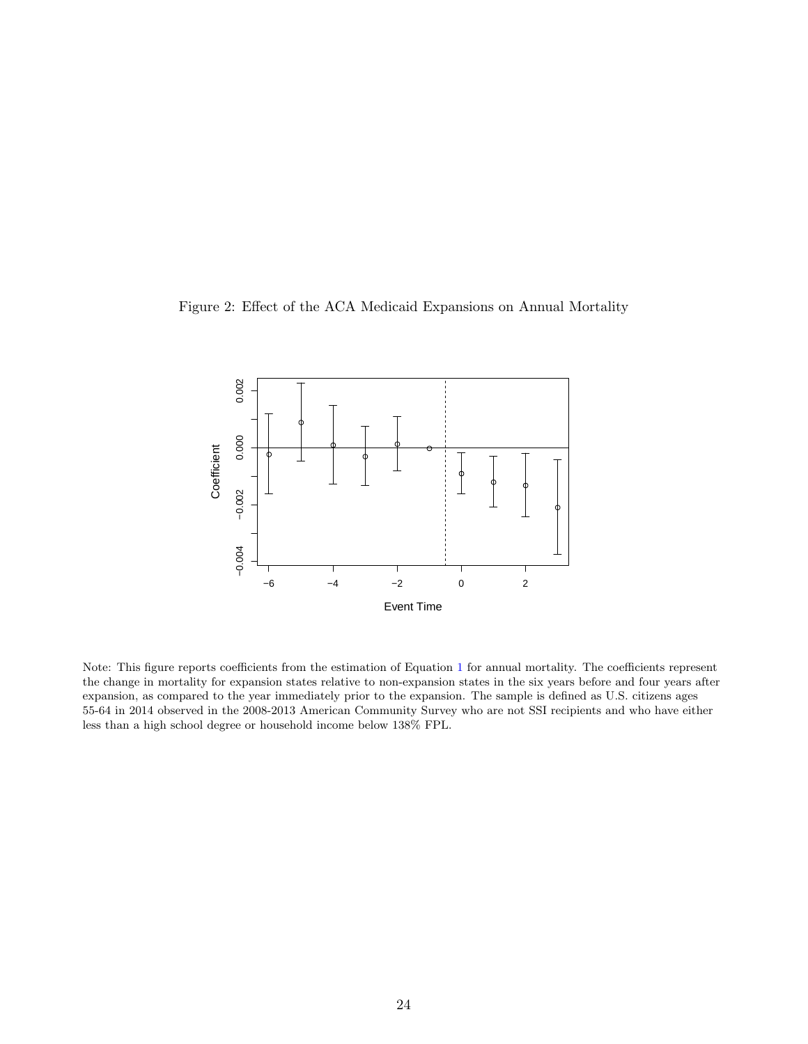Figure 2: Effect of the ACA Medicaid Expansions on Annual Mortality

Note: This figure reports coefficients from the estimation of Equation 1 for annual mortality. The coefficients represent the change in mortality for expansion states relative to non-expansion states in the six years before and four years after expansion, as compared to the year immediately prior to the expansion. The sample is defined as U.S. citizens ages 55-64 in 2014 observed in the 2008-2013 American Community Survey who are not SSI recipients and who have either less than a high school degree or household income below 138% FPL.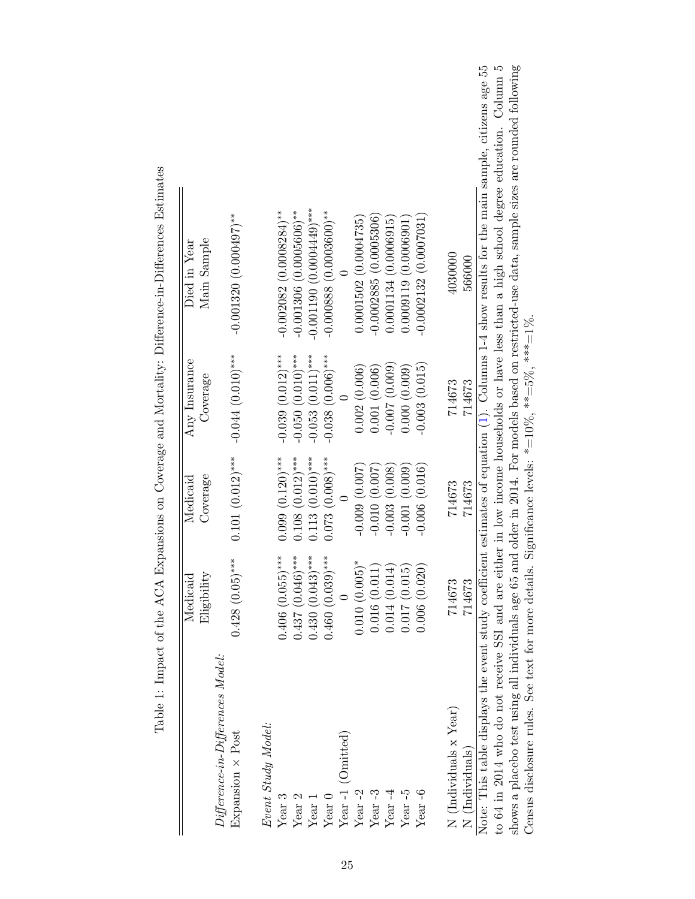Table 1: Impact of the ACA Expansions on Coverage and Mortality: Difference-in-Differences Estimates

| | Medicaid Eligibility | Medicaid Coverage | Any Insurance Coverage | Died in Year Main Sample |
|---|---|---|---|---|
| *Difference-in-Differences Model:* | | | | |
| Expansion × Post | 0.428 (0.05)*** | 0.101 (0.012)*** | -0.044 (0.010)*** | -0.001320 (0.000497)** |
| | | | | |
| *Event Study Model:* | | | | |
| Year 3 | 0.406 (0.055)*** | 0.099 (0.120)*** | -0.039 (0.012)*** | -0.002082 (0.0008284)** |
| Year 2 | 0.437 (0.046)*** | 0.108 (0.012)*** | -0.050 (0.010)*** | -0.001306 (0.0005606)** |
| Year 1 | 0.430 (0.043)*** | 0.113 (0.010)*** | -0.053 (0.011)*** | -0.001190 (0.0004449)*** |
| Year 0 | 0.460 (0.039)*** | 0.073 (0.008)*** | -0.038 (0.006)*** | -0.000888 (0.0003600)** |
| Year -1 (Omitted) | 0 | 0 | 0 | 0 |
| Year -2 | 0.010 (0.005)* | -0.009 (0.007) | 0.002 (0.006) | 0.0001502 (0.0004735) |
| Year -3 | 0.016 (0.011) | -0.010 (0.007) | 0.001 (0.006) | -0.0002885 (0.0005306) |
| Year -4 | 0.014 (0.014) | -0.003 (0.008) | -0.007 (0.009) | 0.0001134 (0.0006915) |
| Year -5 | 0.017 (0.015) | -0.001 (0.009) | 0.000 (0.009) | 0.0009119 (0.0006901) |
| Year -6 | 0.006 (0.020) | -0.006 (0.016) | -0.003 (0.015) | -0.0002132 (0.0007031) |
| | | | | |
| N (Individuals x Year) | 714673 | 714673 | 714673 | 4030000 |
| N (Individuals) | 714673 | 714673 | 714673 | 566000 |

Note: This table displays the event study coefficient estimates of equation (1). Columns 1-4 show results for the main sample, citizens age 55 to 64 in 2014 who do not receive SSI and are either in low income households or have less than a high school degree education. Column 5 shows a placebo test using all individuals age 65 and older in 2014. For models based on restricted-use data, sample sizes are rounded following Census disclosure rules. See text for more details. Significance levels: *=10%, **=5%, ***=1%.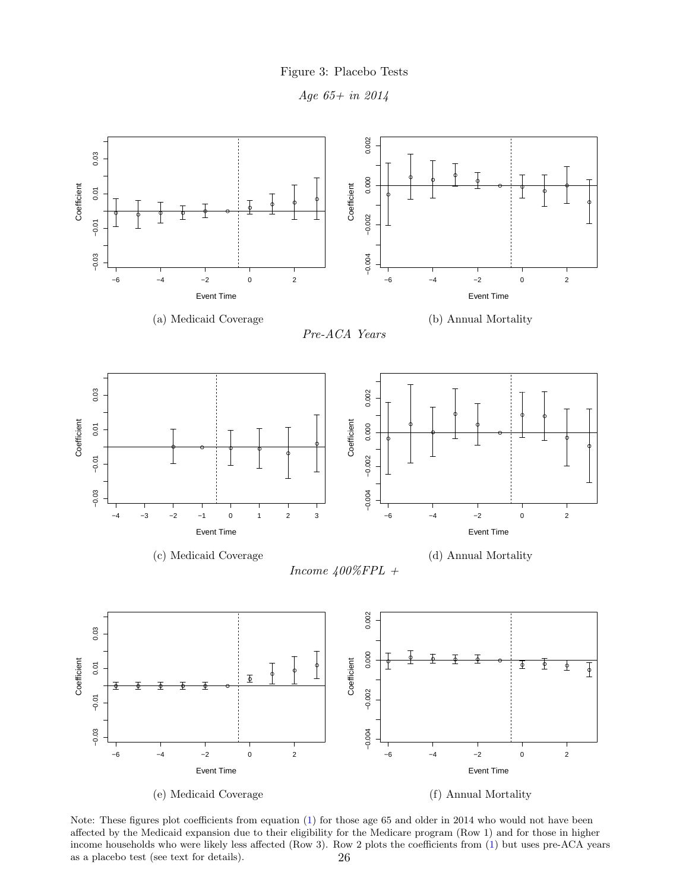Figure 3: Placebo Tests

*Age 65+ in 2014*

(a) Medicaid Coverage

(b) Annual Mortality

*Pre-ACA Years*

(c) Medicaid Coverage

(d) Annual Mortality

*Income 400%FPL +*

(e) Medicaid Coverage

(f) Annual Mortality

Note: These figures plot coefficients from equation (1) for those age 65 and older in 2014 who would not have been affected by the Medicaid expansion due to their eligibility for the Medicare program (Row 1) and for those in higher income households who were likely less affected (Row 3). Row 2 plots the coefficients from (1) but uses pre-ACA years as a placebo test (see text for details).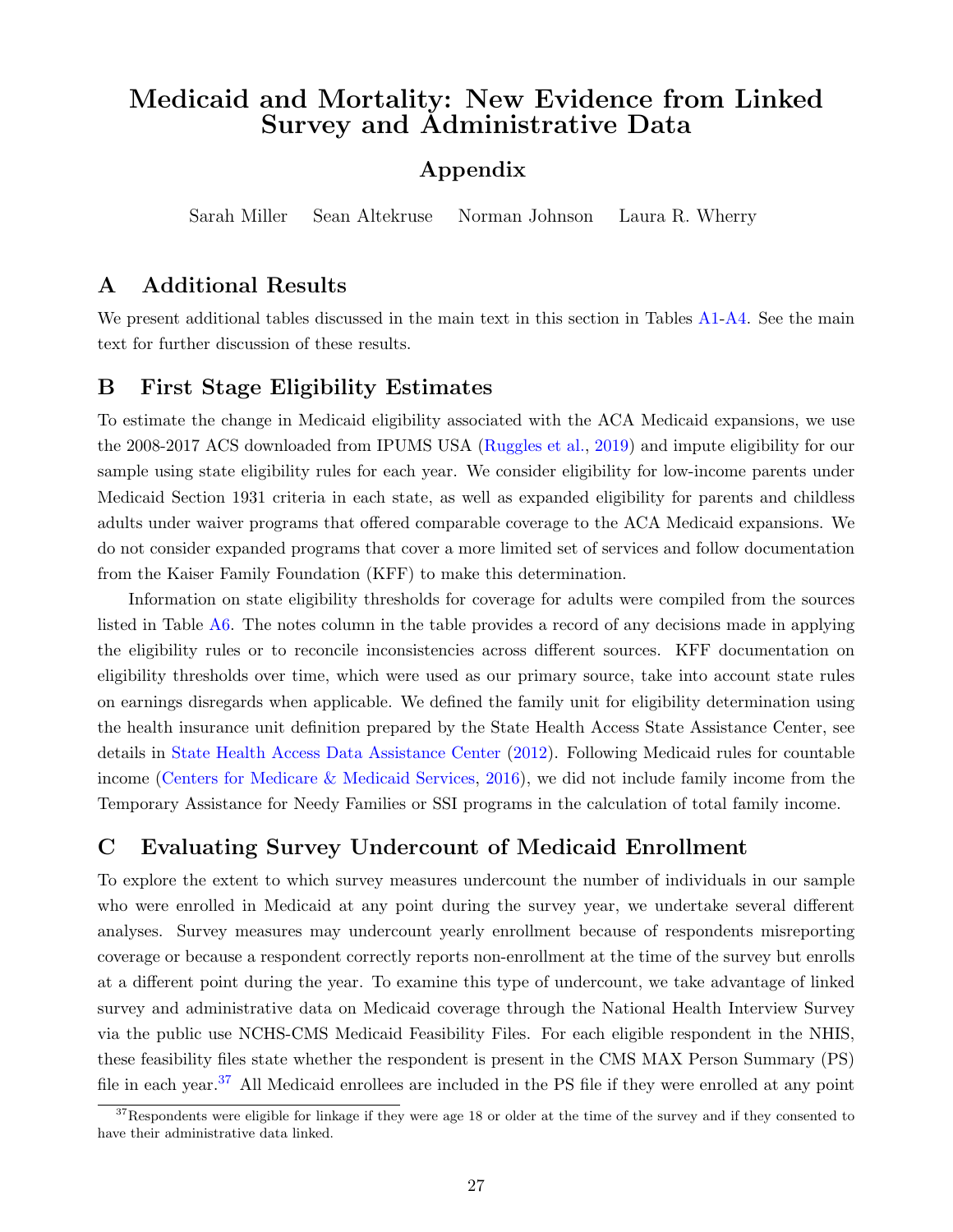# Medicaid and Mortality: New Evidence from Linked Survey and Administrative Data

## Appendix

Sarah Miller   Sean Altekruse   Norman Johnson   Laura R. Wherry

## A Additional Results

We present additional tables discussed in the main text in this section in Tables A1-A4. See the main text for further discussion of these results.

## B First Stage Eligibility Estimates

To estimate the change in Medicaid eligibility associated with the ACA Medicaid expansions, we use the 2008-2017 ACS downloaded from IPUMS USA (Ruggles et al., 2019) and impute eligibility for our sample using state eligibility rules for each year. We consider eligibility for low-income parents under Medicaid Section 1931 criteria in each state, as well as expanded eligibility for parents and childless adults under waiver programs that offered comparable coverage to the ACA Medicaid expansions. We do not consider expanded programs that cover a more limited set of services and follow documentation from the Kaiser Family Foundation (KFF) to make this determination.

Information on state eligibility thresholds for coverage for adults were compiled from the sources listed in Table A6. The notes column in the table provides a record of any decisions made in applying the eligibility rules or to reconcile inconsistencies across different sources. KFF documentation on eligibility thresholds over time, which were used as our primary source, take into account state rules on earnings disregards when applicable. We defined the family unit for eligibility determination using the health insurance unit definition prepared by the State Health Access State Assistance Center, see details in State Health Access Data Assistance Center (2012). Following Medicaid rules for countable income (Centers for Medicare & Medicaid Services, 2016), we did not include family income from the Temporary Assistance for Needy Families or SSI programs in the calculation of total family income.

## C Evaluating Survey Undercount of Medicaid Enrollment

To explore the extent to which survey measures undercount the number of individuals in our sample who were enrolled in Medicaid at any point during the survey year, we undertake several different analyses. Survey measures may undercount yearly enrollment because of respondents misreporting coverage or because a respondent correctly reports non-enrollment at the time of the survey but enrolls at a different point during the year. To examine this type of undercount, we take advantage of linked survey and administrative data on Medicaid coverage through the National Health Interview Survey via the public use NCHS-CMS Medicaid Feasibility Files. For each eligible respondent in the NHIS, these feasibility files state whether the respondent is present in the CMS MAX Person Summary (PS) file in each year.[37] All Medicaid enrollees are included in the PS file if they were enrolled at any point

[37] Respondents were eligible for linkage if they were age 18 or older at the time of the survey and if they consented to have their administrative data linked.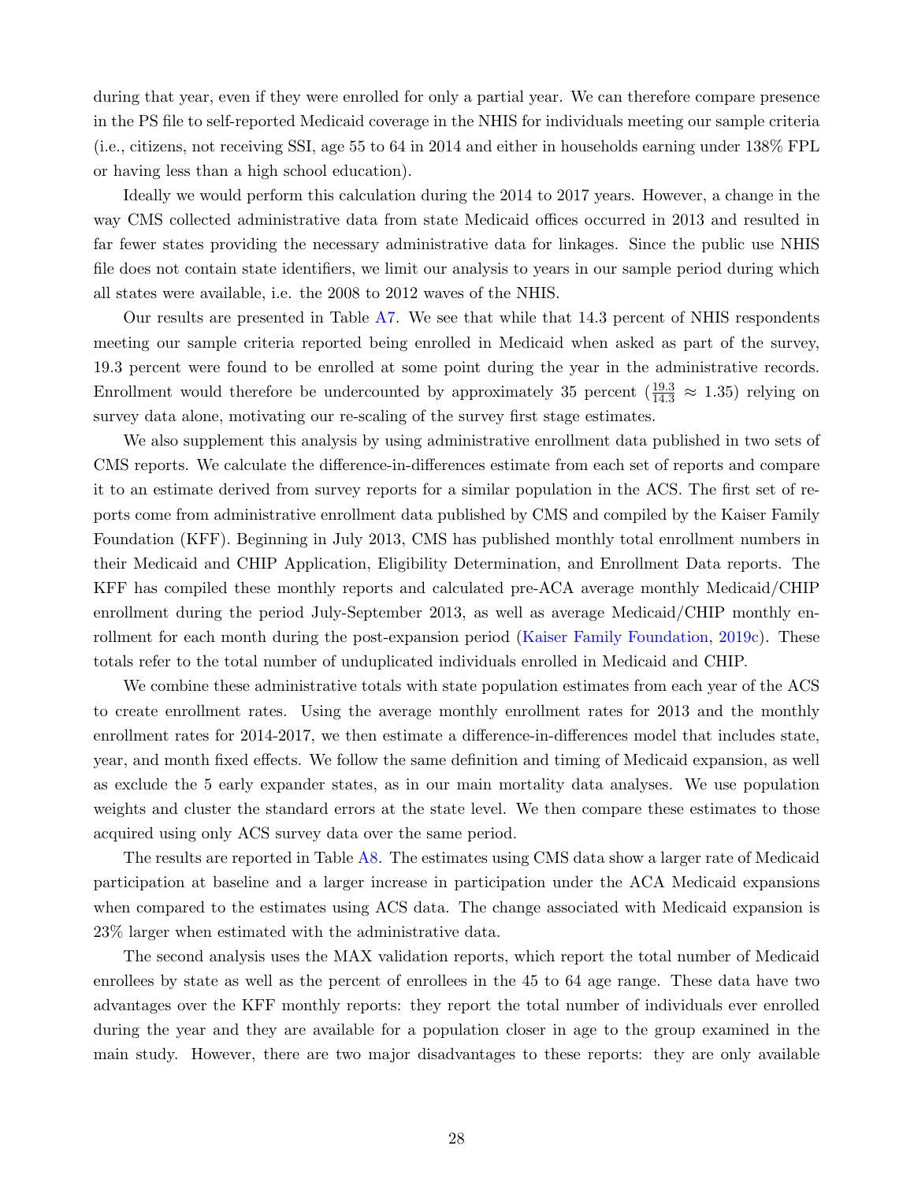during that year, even if they were enrolled for only a partial year. We can therefore compare presence in the PS file to self-reported Medicaid coverage in the NHIS for individuals meeting our sample criteria (i.e., citizens, not receiving SSI, age 55 to 64 in 2014 and either in households earning under 138% FPL or having less than a high school education).

Ideally we would perform this calculation during the 2014 to 2017 years. However, a change in the way CMS collected administrative data from state Medicaid offices occurred in 2013 and resulted in far fewer states providing the necessary administrative data for linkages. Since the public use NHIS file does not contain state identifiers, we limit our analysis to years in our sample period during which all states were available, i.e. the 2008 to 2012 waves of the NHIS.

Our results are presented in Table A7. We see that while that 14.3 percent of NHIS respondents meeting our sample criteria reported being enrolled in Medicaid when asked as part of the survey, 19.3 percent were found to be enrolled at some point during the year in the administrative records. Enrollment would therefore be undercounted by approximately 35 percent ($\frac{19.3}{14.3} \approx 1.35$) relying on survey data alone, motivating our re-scaling of the survey first stage estimates.

We also supplement this analysis by using administrative enrollment data published in two sets of CMS reports. We calculate the difference-in-differences estimate from each set of reports and compare it to an estimate derived from survey reports for a similar population in the ACS. The first set of reports come from administrative enrollment data published by CMS and compiled by the Kaiser Family Foundation (KFF). Beginning in July 2013, CMS has published monthly total enrollment numbers in their Medicaid and CHIP Application, Eligibility Determination, and Enrollment Data reports. The KFF has compiled these monthly reports and calculated pre-ACA average monthly Medicaid/CHIP enrollment during the period July-September 2013, as well as average Medicaid/CHIP monthly enrollment for each month during the post-expansion period (Kaiser Family Foundation, 2019c). These totals refer to the total number of unduplicated individuals enrolled in Medicaid and CHIP.

We combine these administrative totals with state population estimates from each year of the ACS to create enrollment rates. Using the average monthly enrollment rates for 2013 and the monthly enrollment rates for 2014-2017, we then estimate a difference-in-differences model that includes state, year, and month fixed effects. We follow the same definition and timing of Medicaid expansion, as well as exclude the 5 early expander states, as in our main mortality data analyses. We use population weights and cluster the standard errors at the state level. We then compare these estimates to those acquired using only ACS survey data over the same period.

The results are reported in Table A8. The estimates using CMS data show a larger rate of Medicaid participation at baseline and a larger increase in participation under the ACA Medicaid expansions when compared to the estimates using ACS data. The change associated with Medicaid expansion is 23% larger when estimated with the administrative data.

The second analysis uses the MAX validation reports, which report the total number of Medicaid enrollees by state as well as the percent of enrollees in the 45 to 64 age range. These data have two advantages over the KFF monthly reports: they report the total number of individuals ever enrolled during the year and they are available for a population closer in age to the group examined in the main study. However, there are two major disadvantages to these reports: they are only available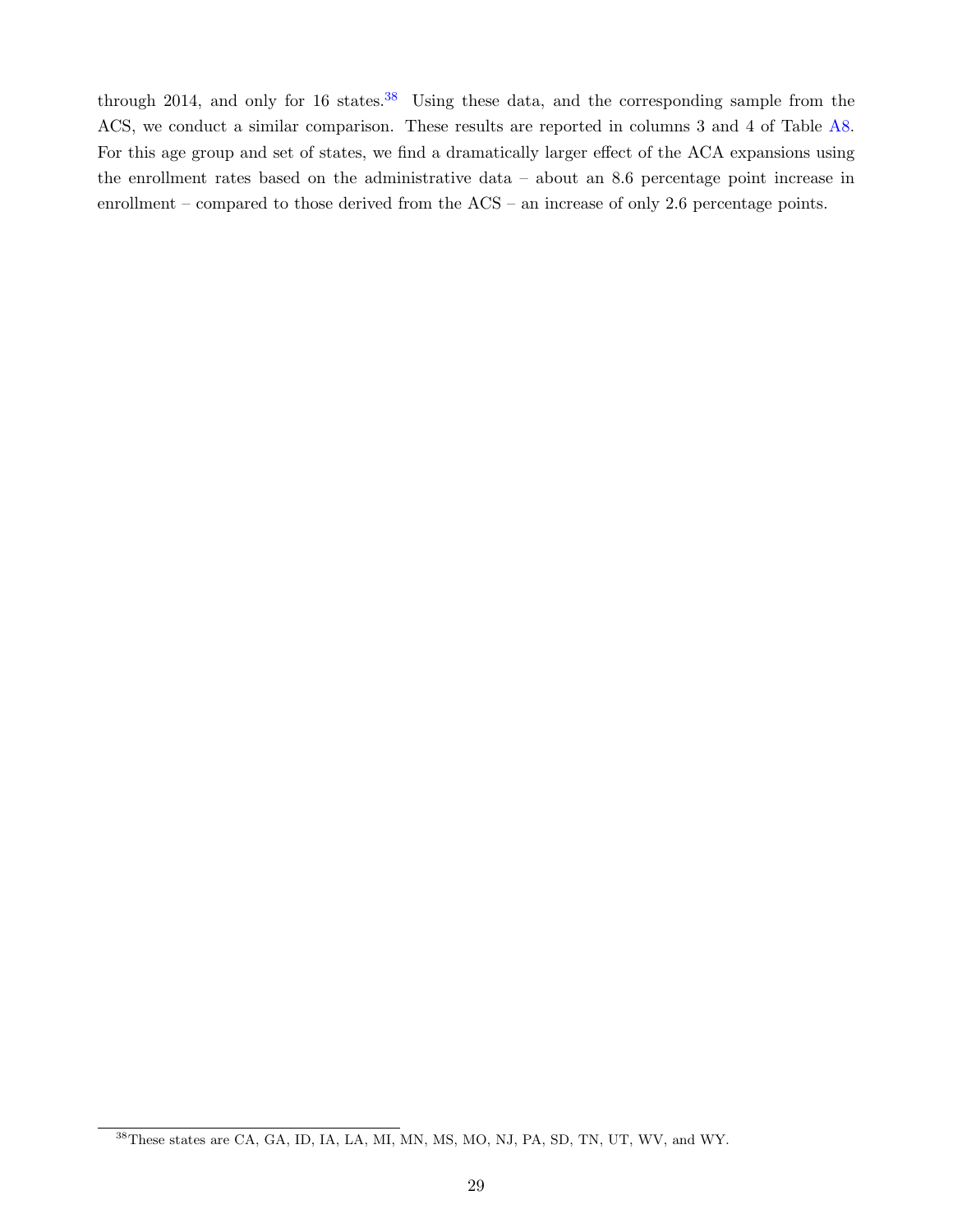through 2014, and only for 16 states.[38] Using these data, and the corresponding sample from the ACS, we conduct a similar comparison. These results are reported in columns 3 and 4 of Table A8. For this age group and set of states, we find a dramatically larger effect of the ACA expansions using the enrollment rates based on the administrative data – about an 8.6 percentage point increase in enrollment – compared to those derived from the ACS – an increase of only 2.6 percentage points.

[38] These states are CA, GA, ID, IA, LA, MI, MN, MS, MO, NJ, PA, SD, TN, UT, WV, and WY.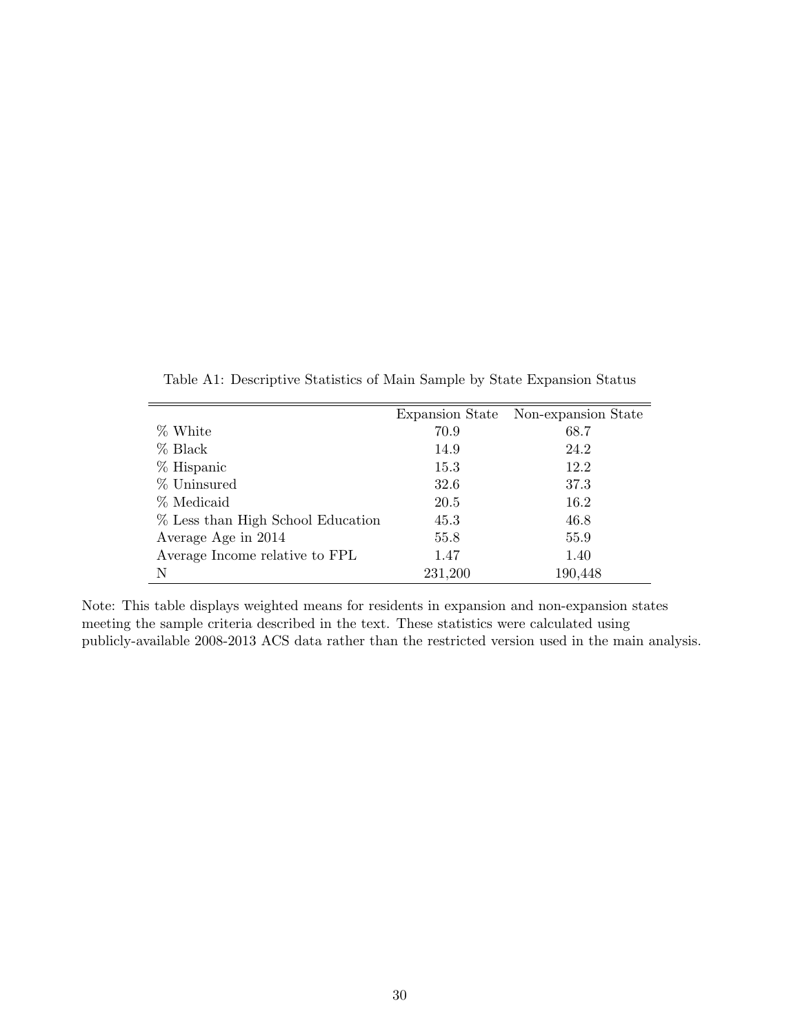Table A1: Descriptive Statistics of Main Sample by State Expansion Status

| | Expansion State | Non-expansion State |
|---|---|---|
| % White | 70.9 | 68.7 |
| % Black | 14.9 | 24.2 |
| % Hispanic | 15.3 | 12.2 |
| % Uninsured | 32.6 | 37.3 |
| % Medicaid | 20.5 | 16.2 |
| % Less than High School Education | 45.3 | 46.8 |
| Average Age in 2014 | 55.8 | 55.9 |
| Average Income relative to FPL | 1.47 | 1.40 |
| N | 231,200 | 190,448 |

Note: This table displays weighted means for residents in expansion and non-expansion states meeting the sample criteria described in the text. These statistics were calculated using publicly-available 2008-2013 ACS data rather than the restricted version used in the main analysis.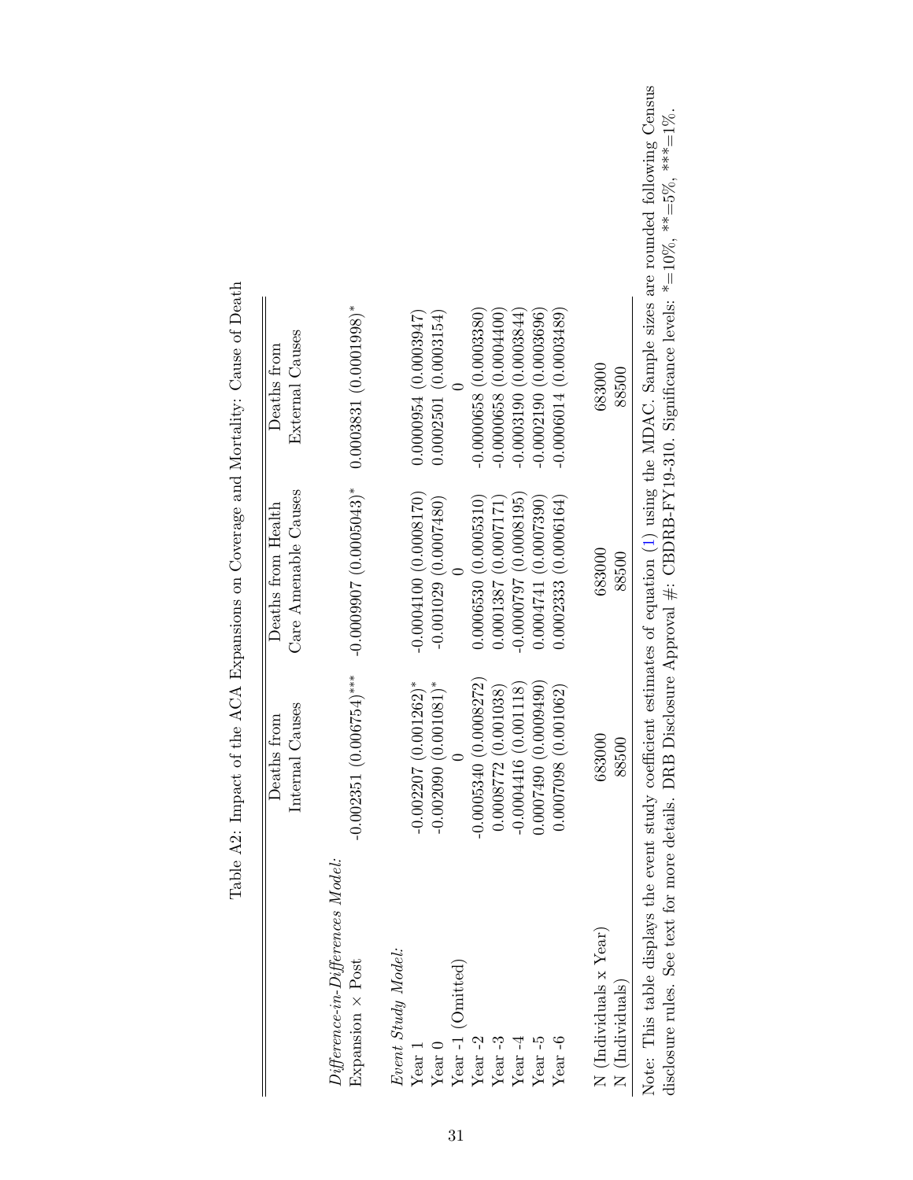Table A2: Impact of the ACA Expansions on Coverage and Mortality: Cause of Death

| | Deaths from Internal Causes | Deaths from Health Care Amenable Causes | Deaths from External Causes |
|---|---|---|---|
| *Difference-in-Differences Model:* | | | |
| Expansion × Post | -0.002351 (0.006754)*** | -0.0009907 (0.0005043)* | 0.0003831 (0.0001998)* |
| *Event Study Model:* | | | |
| Year 1 | -0.002207 (0.001262)* | -0.0004100 (0.0008170) | 0.0000954 (0.0003947) |
| Year 0 | -0.002090 (0.001081)* | -0.001029 (0.0007480) | 0.0002501 (0.0003154) |
| Year -1 (Omitted) | 0 | 0 | 0 |
| Year -2 | -0.0005340 (0.0008272) | 0.0006530 (0.0005310) | -0.0000658 (0.0003380) |
| Year -3 | 0.0008772 (0.001038) | 0.0001387 (0.0007171) | -0.0000658 (0.0004400) |
| Year -4 | -0.0004416 (0.001118) | -0.0000797 (0.0008195) | -0.0003190 (0.0003844) |
| Year -5 | 0.0007490 (0.0009490) | 0.0004741 (0.0007390) | -0.0002190 (0.0003696) |
| Year -6 | 0.0007098 (0.001062) | 0.0002333 (0.0006164) | -0.0006014 (0.0003489) |
| N (Individuals x Year) | 683000 | 683000 | 683000 |
| N (Individuals) | 88500 | 88500 | 88500 |

Note: This table displays the event study coefficient estimates of equation (1) using the MDAC. Sample sizes are rounded following Census disclosure rules. See text for more details. DRB Disclosure Approval #: CBDRB-FY19-310. Significance levels: *=10%, **=5%, ***=1%.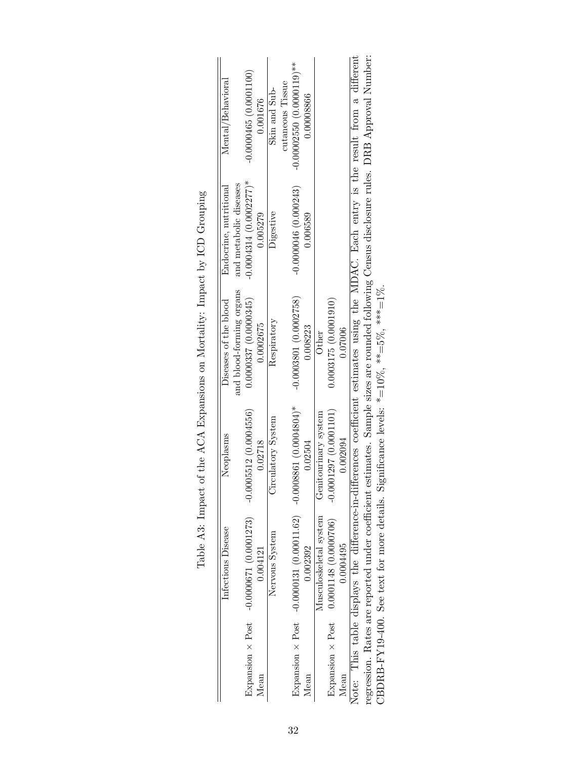Table A3: Impact of the ACA Expansions on Mortality: Impact by ICD Grouping

| | Infectious Disease | Neoplasms | Diseases of the blood and blood-forming organs | Endocrine, nutritional and metabolic diseases | Mental/Behavioral |
|---|---|---|---|---|---|
| Expansion × Post | -0.0000671 (0.0001273) | -0.0005512 (0.0004556) | 0.0000337 (0.0000345) | -0.0004314 (0.0002277)* | -0.0000465 (0.0001100) |
| Mean | 0.004121 | 0.02718 | 0.0002675 | 0.005279 | 0.001676 |
| | Nervous System | Circulatory System | Respiratory | Digestive | Skin and Sub-cutaneous Tissue |
| Expansion × Post | -0.0000131 (0.00011.62) | -0.0008861 (0.0004804)* | -0.0003801 (0.0002758) | -0.0000046 (0.000243) | -0.00002550 (0.0000119)** |
| Mean | 0.002392 | 0.02504 | 0.008223 | 0.006589 | 0.00008866 |
| | Musculoskeletal system | Genitourinary system | Other | | |
| Expansion × Post | 0.0001148 (0.0000706) | -0.0001297 (0.0001101) | 0.0003175 (0.0001910) | | |
| Mean | 0.0004495 | 0.002094 | 0.07006 | | |

Note: This table displays the difference-in-differences coefficient estimates using the MDAC. Each entry is the result from a different regression. Rates are reported under coefficient estimates. Sample sizes are rounded following Census disclosure rules. DRB Approval Number: CBDRB-FY19-400. See text for more details. Significance levels: *=10%, **=5%, ***=1%.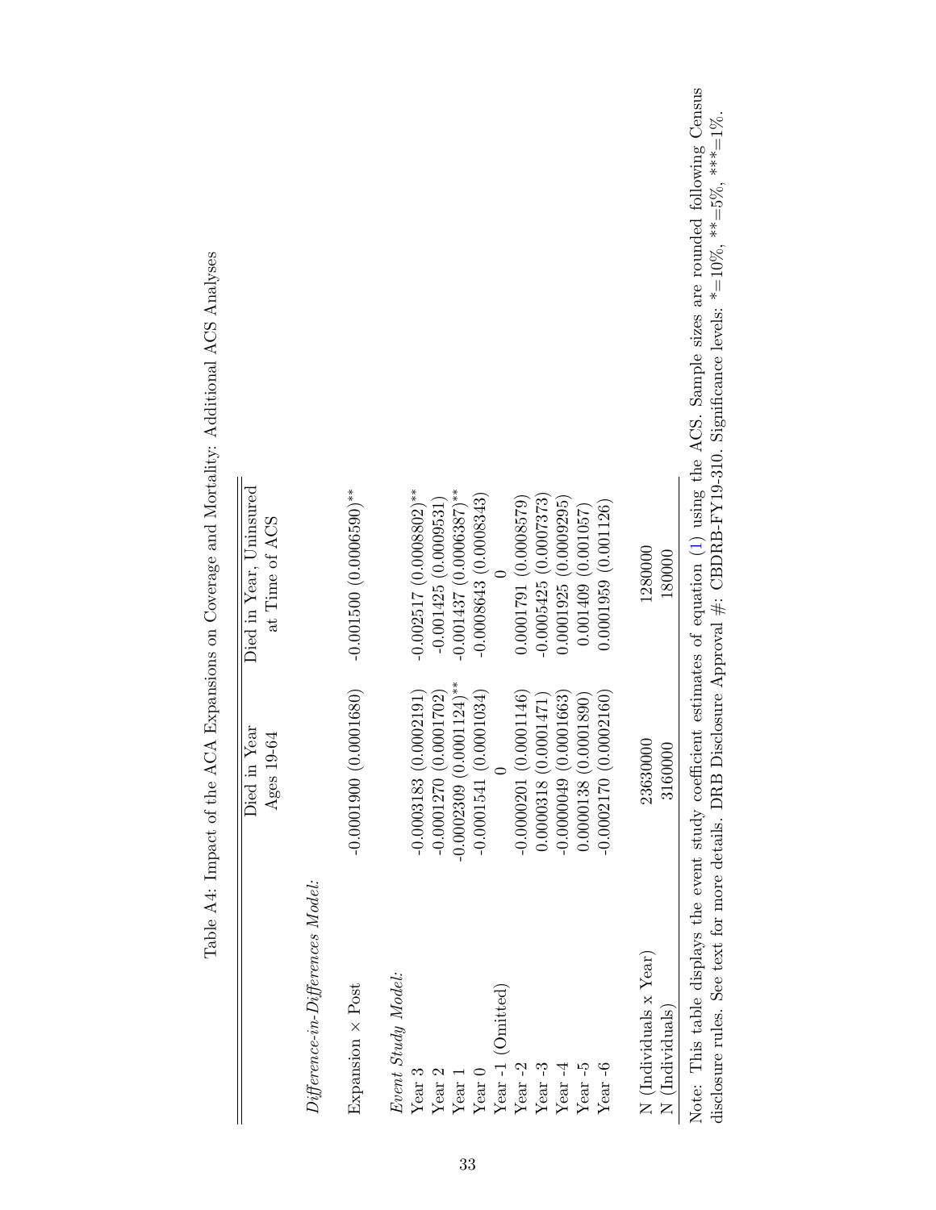Table A4: Impact of the ACA Expansions on Coverage and Mortality: Additional ACS Analyses

| | Died in Year Ages 19-64 | Died in Year, Uninsured at Time of ACS |
|---|---|---|
| *Difference-in-Differences Model:* | | |
| Expansion × Post | -0.0001900 (0.0001680) | -0.001500 (0.0006590)** |
| *Event Study Model:* | | |
| Year 3 | -0.0003183 (0.0002191) | -0.002517 (0.0008802)** |
| Year 2 | -0.0001270 (0.0001702) | -0.001425 (0.0009531) |
| Year 1 | -0.0002309 (0.0001124)** | -0.001437 (0.0006387)** |
| Year 0 | -0.0001541 (0.0001034) | -0.0008643 (0.0008343) |
| Year -1 (Omitted) | 0 | 0 |
| Year -2 | -0.0000201 (0.0001146) | 0.0001791 (0.0008579) |
| Year -3 | 0.0000318 (0.0001471) | -0.0005425 (0.0007373) |
| Year -4 | -0.0000049 (0.0001663) | 0.0001925 (0.0009295) |
| Year -5 | 0.0000138 (0.0001890) | 0.001409 (0.001057) |
| Year -6 | -0.0002170 (0.0002160) | 0.0001959 (0.001126) |
| N (Individuals x Year) | 23630000 | 1280000 |
| N (Individuals) | 3160000 | 180000 |

Note: This table displays the event study coefficient estimates of equation (1) using the ACS. Sample sizes are rounded following Census disclosure rules. See text for more details. DRB Disclosure Approval #: CBDRB-FY19-310. Significance levels: *=10%, **=5%, ***=1%.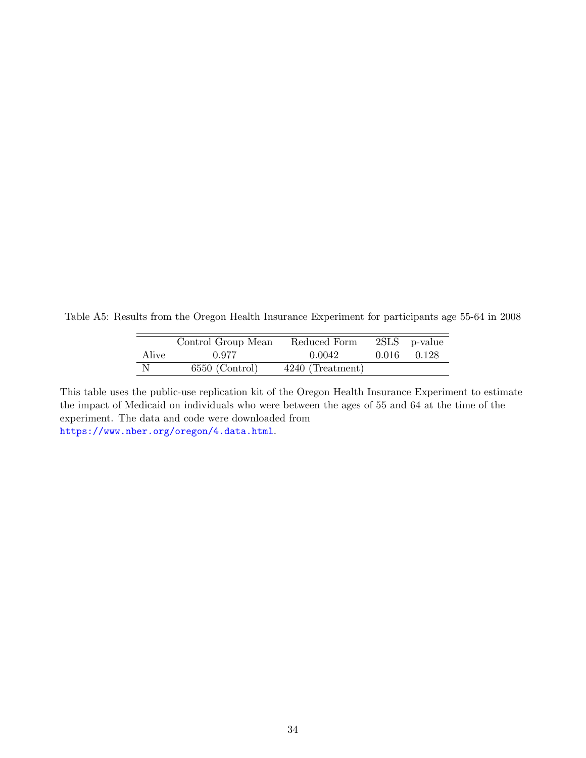Table A5: Results from the Oregon Health Insurance Experiment for participants age 55-64 in 2008

| | Control Group Mean | Reduced Form | 2SLS | p-value |
|---|---|---|---|---|
| Alive | 0.977 | 0.0042 | 0.016 | 0.128 |
| N | 6550 (Control) | 4240 (Treatment) | | |

This table uses the public-use replication kit of the Oregon Health Insurance Experiment to estimate the impact of Medicaid on individuals who were between the ages of 55 and 64 at the time of the experiment. The data and code were downloaded from https://www.nber.org/oregon/4.data.html.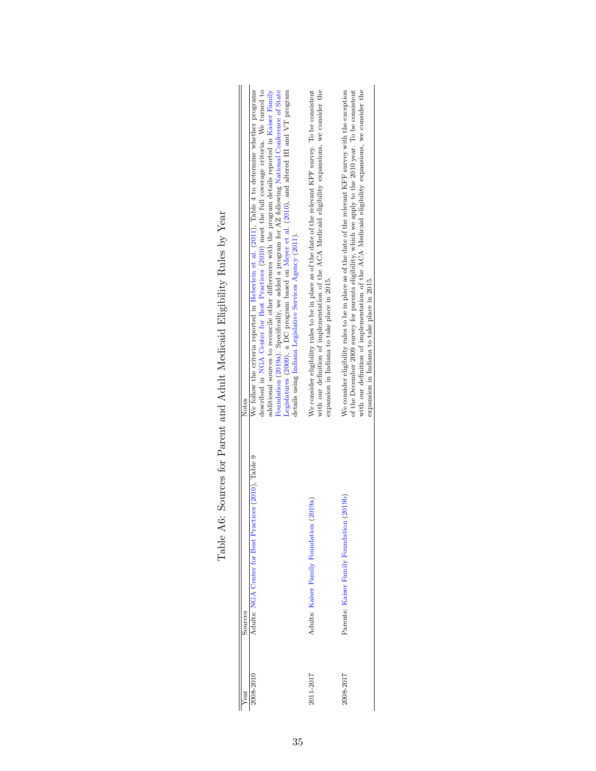# Table A6: Sources for Parent and Adult Medicaid Eligibility Rules by Year

| Year | Sources | Notes |
|---|---|---|
| 2008-2010 | Adults: NGA Center for Best Practices (2010), Table 9 | We follow the criteria reported in Heberlein et al. (2011), Table 4 to determine whether programs described in NGA Center for Best Practices (2010) meet the full coverage criteria. We turned to additional sources to reconcile other differences with the program details reported in Kaiser Family Foundation (2019a). Specifically, we added a program for AZ following National Conference of State Legislatures (2009), a DC program based on Meyer et al. (2010), and altered HI and VT program details using Indiana Legislative Services Agency (2011). |
| 2011-2017 | Adults: Kaiser Family Foundation (2019a) | We consider eligibility rules to be in place as of the date of the relevant KFF survey. To be consistent with our definition of implementation of the ACA Medicaid eligibility expansions, we consider the expansion in Indiana to take place in 2015. |
| 2008-2017 | Parents: Kaiser Family Foundation (2019b) | We consider eligibility rules to be in place as of the date of the relevant KFF survey with the exception of the December 2009 survey for parents eligibility, which we apply to the 2010 year. To be consistent with our definition of implementation of the ACA Medicaid eligibility expansions, we consider the expansion in Indiana to take place in 2015. |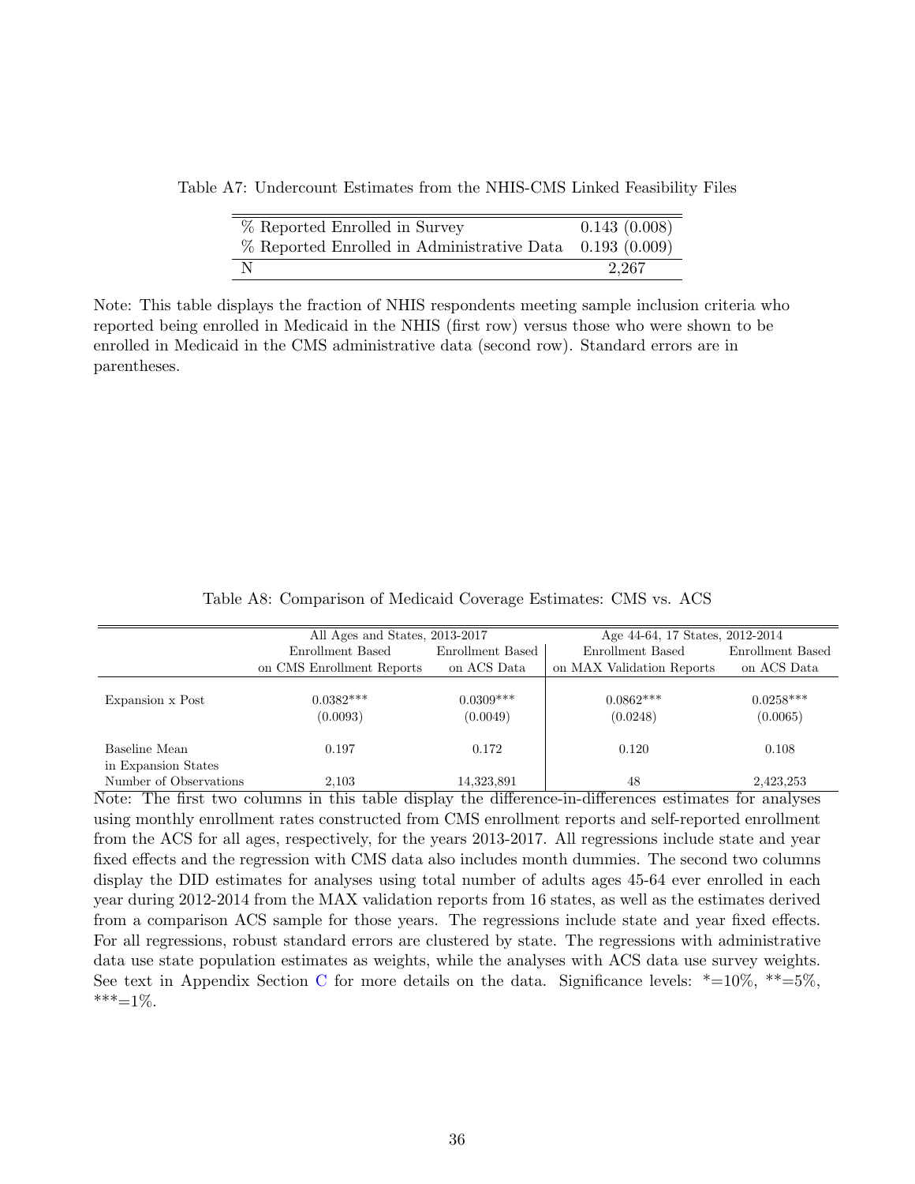Table A7: Undercount Estimates from the NHIS-CMS Linked Feasibility Files

| | |
|---|---|
| % Reported Enrolled in Survey | 0.143 (0.008) |
| % Reported Enrolled in Administrative Data | 0.193 (0.009) |
| N | 2,267 |

Note: This table displays the fraction of NHIS respondents meeting sample inclusion criteria who reported being enrolled in Medicaid in the NHIS (first row) versus those who were shown to be enrolled in Medicaid in the CMS administrative data (second row). Standard errors are in parentheses.

Table A8: Comparison of Medicaid Coverage Estimates: CMS vs. ACS

| | All Ages and States, 2013-2017 | | Age 44-64, 17 States, 2012-2014 | |
|---|---|---|---|---|
| | Enrollment Based on CMS Enrollment Reports | Enrollment Based on ACS Data | Enrollment Based on MAX Validation Reports | Enrollment Based on ACS Data |
| Expansion x Post | 0.0382*** | 0.0309*** | 0.0862*** | 0.0258*** |
| | (0.0093) | (0.0049) | (0.0248) | (0.0065) |
| Baseline Mean in Expansion States | 0.197 | 0.172 | 0.120 | 0.108 |
| Number of Observations | 2,103 | 14,323,891 | 48 | 2,423,253 |

Note: The first two columns in this table display the difference-in-differences estimates for analyses using monthly enrollment rates constructed from CMS enrollment reports and self-reported enrollment from the ACS for all ages, respectively, for the years 2013-2017. All regressions include state and year fixed effects and the regression with CMS data also includes month dummies. The second two columns display the DID estimates for analyses using total number of adults ages 45-64 ever enrolled in each year during 2012-2014 from the MAX validation reports from 16 states, as well as the estimates derived from a comparison ACS sample for those years. The regressions include state and year fixed effects. For all regressions, robust standard errors are clustered by state. The regressions with administrative data use state population estimates as weights, while the analyses with ACS data use survey weights. See text in Appendix Section C for more details on the data. Significance levels: *=10%, **=5%, ***=1%.